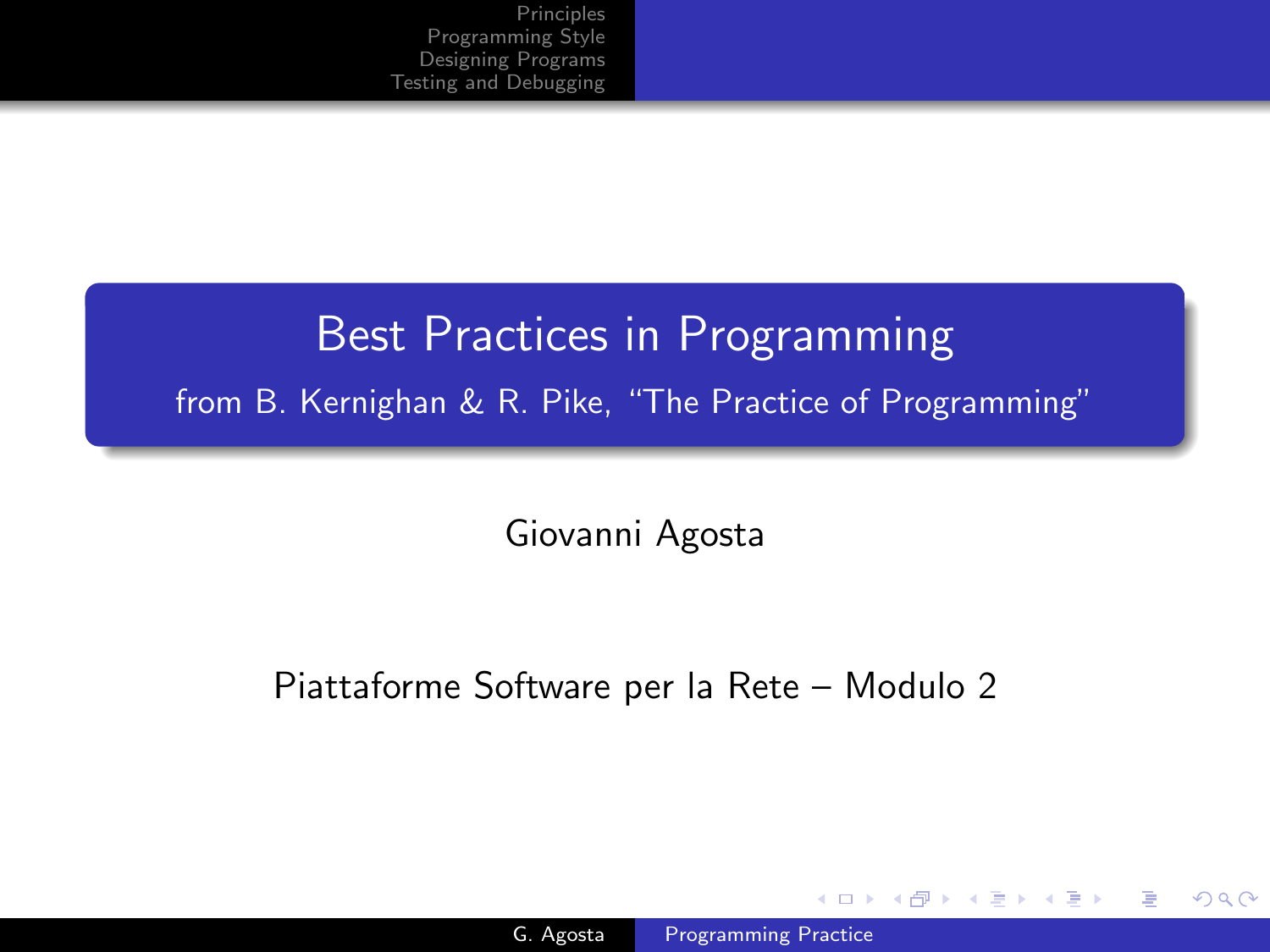# Best Practices in Programming

from B. Kernighan & R. Pike, "The Practice of Programming"

Giovanni Agosta

Piattaforme Software per la Rete – Modulo 2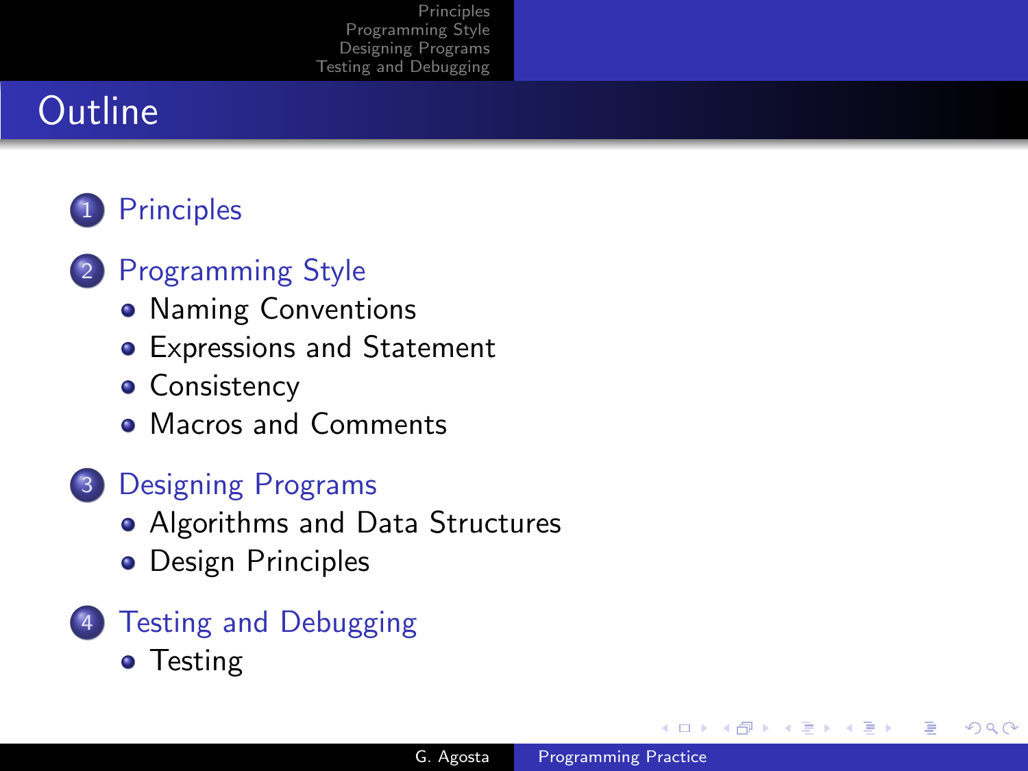# Outline

1. Principles
2. Programming Style
   - Naming Conventions
   - Expressions and Statement
   - Consistency
   - Macros and Comments
3. Designing Programs
   - Algorithms and Data Structures
   - Design Principles
4. Testing and Debugging
   - Testing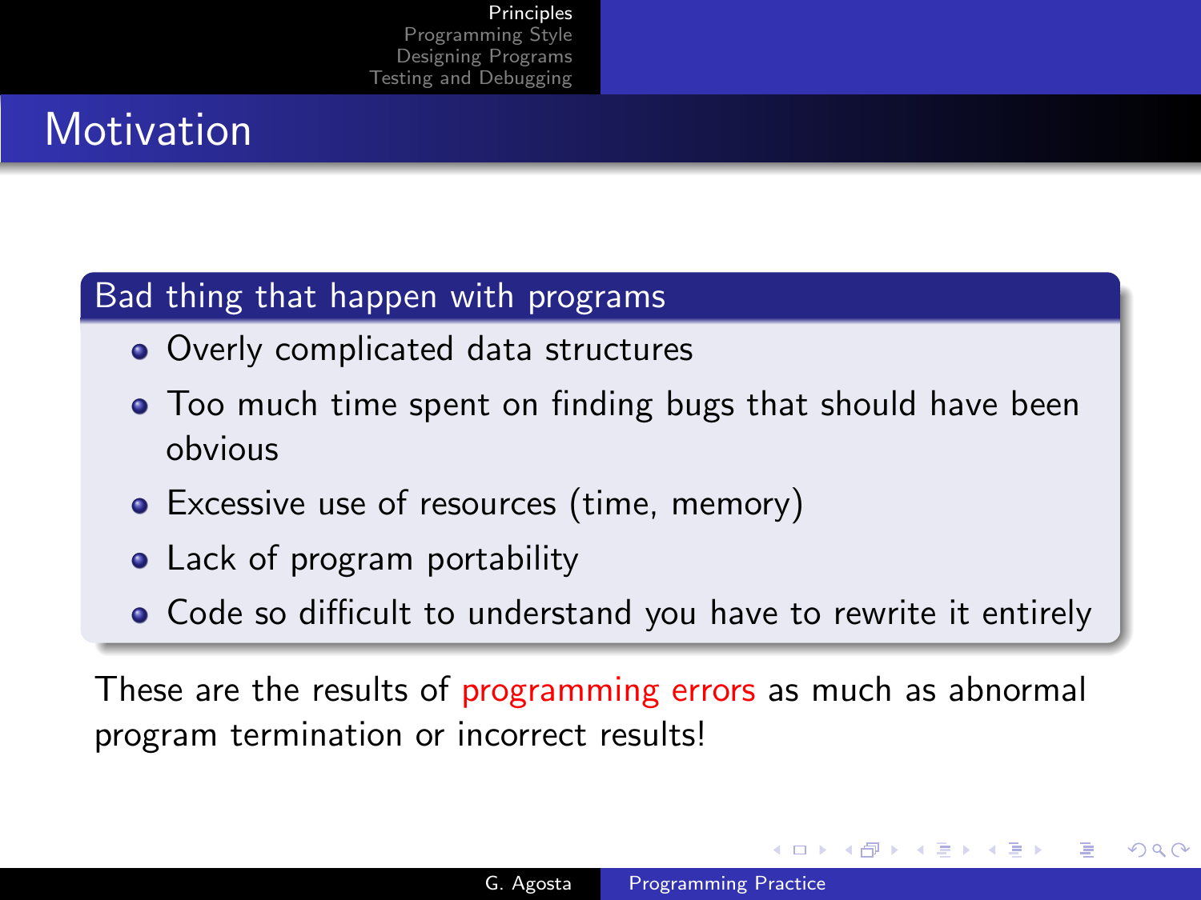# Motivation

## Bad thing that happen with programs

- Overly complicated data structures
- Too much time spent on finding bugs that should have been obvious
- Excessive use of resources (time, memory)
- Lack of program portability
- Code so difficult to understand you have to rewrite it entirely

These are the results of programming errors as much as abnormal program termination or incorrect results!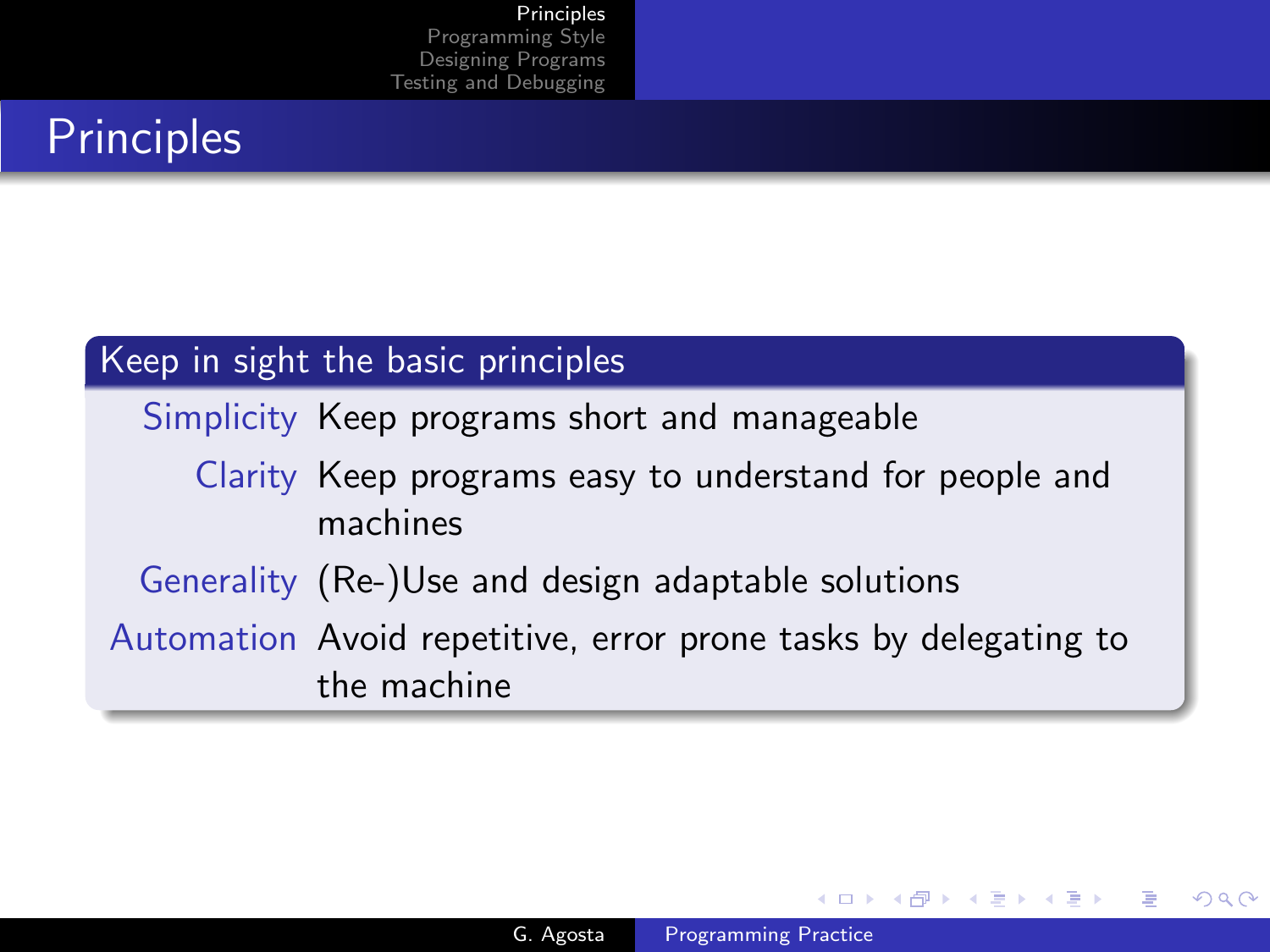# Principles

**Keep in sight the basic principles**

- **Simplicity** Keep programs short and manageable
- **Clarity** Keep programs easy to understand for people and machines
- **Generality** (Re-)Use and design adaptable solutions
- **Automation** Avoid repetitive, error prone tasks by delegating to the machine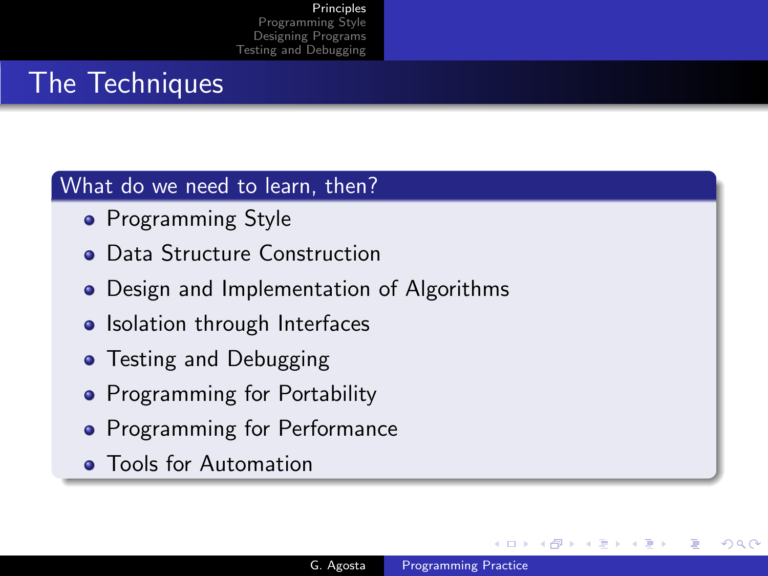# The Techniques

**What do we need to learn, then?**

- Programming Style
- Data Structure Construction
- Design and Implementation of Algorithms
- Isolation through Interfaces
- Testing and Debugging
- Programming for Portability
- Programming for Performance
- Tools for Automation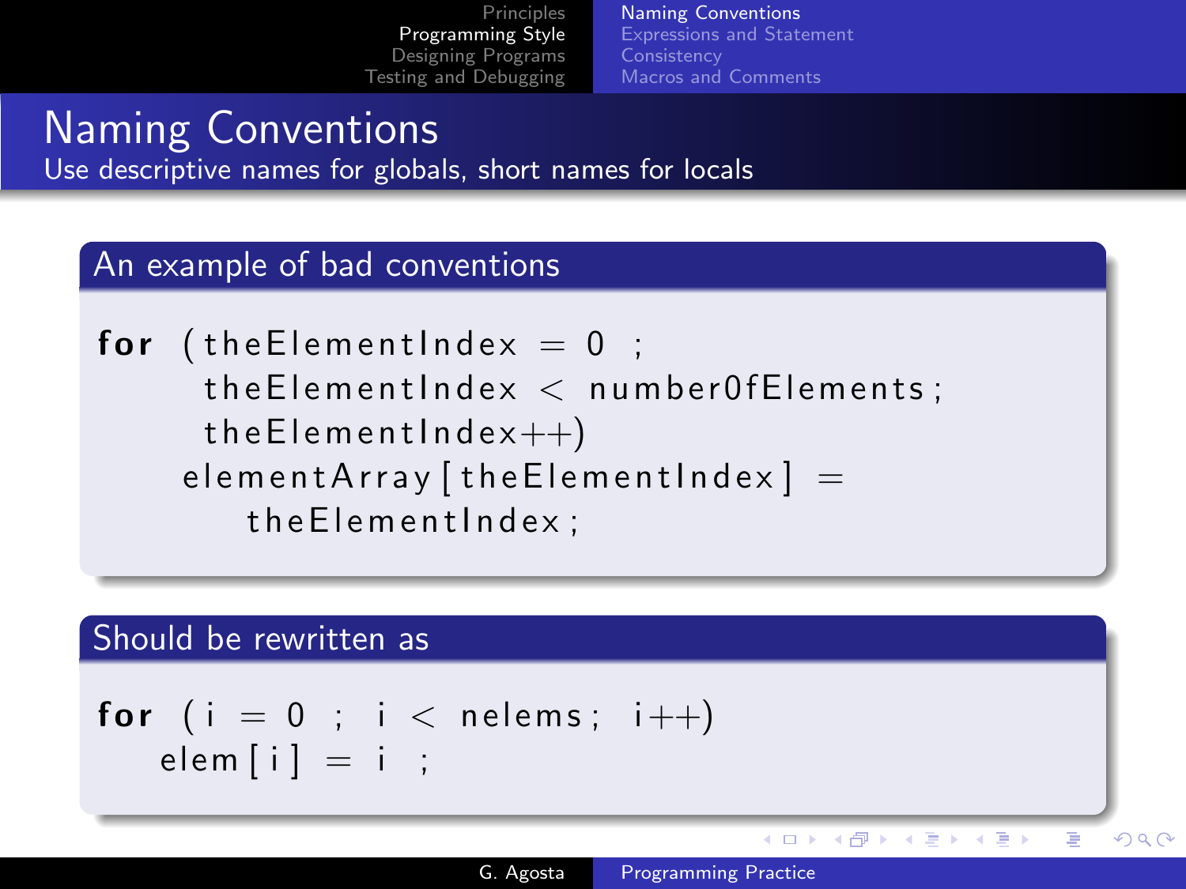# Naming Conventions

Use descriptive names for globals, short names for locals

## An example of bad conventions

```
for (theElementIndex = 0 ;
     theElementIndex < numberOfElements;
     theElementIndex++)
    elementArray[theElementIndex] =
        theElementIndex;
```

## Should be rewritten as

```
for (i = 0 ; i < nelems; i++)
   elem[i] = i ;
```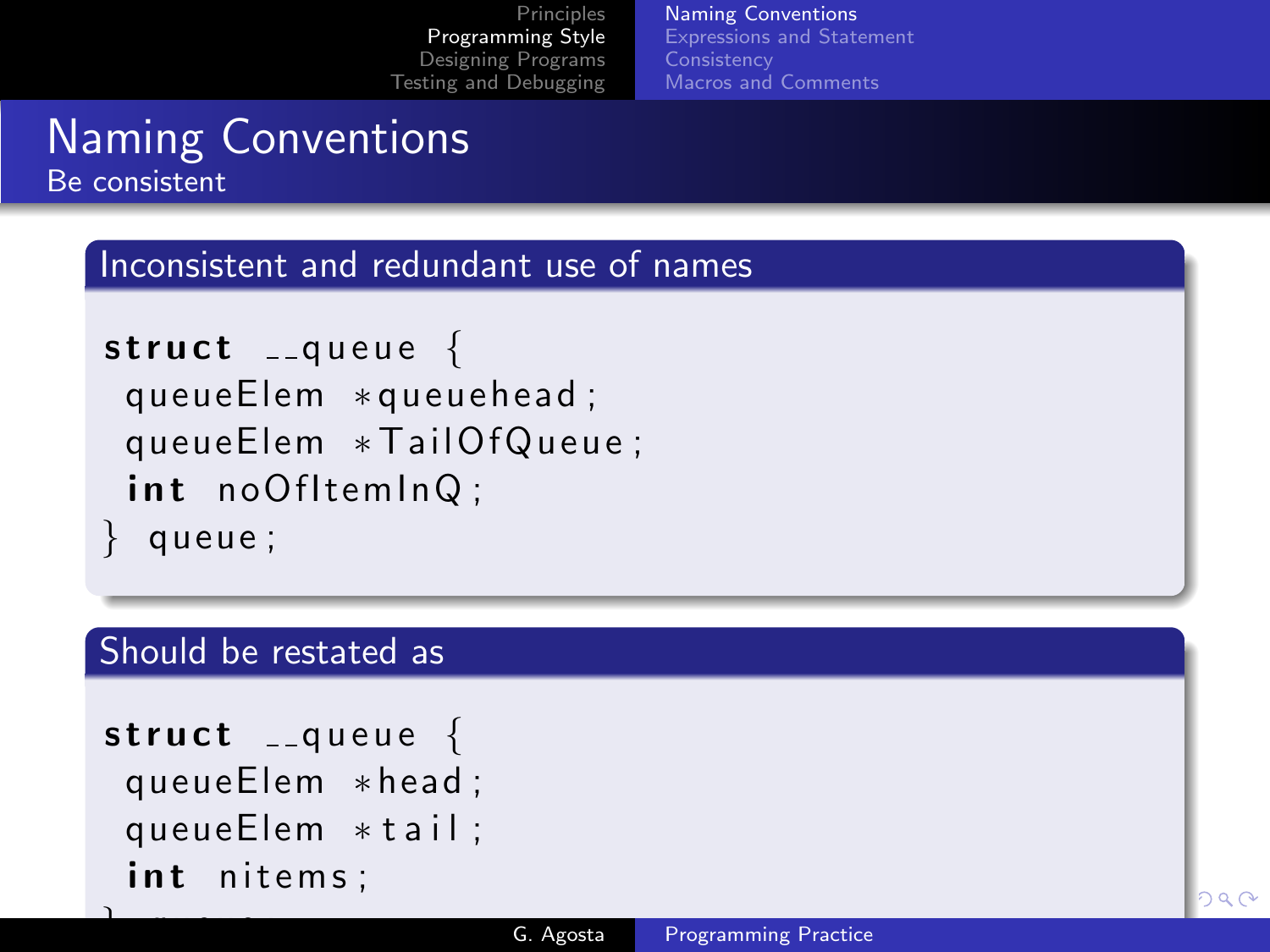# Naming Conventions

## Be consistent

### Inconsistent and redundant use of names

```
struct __queue {
 queueElem *queuehead;
 queueElem *TailOfQueue;
 int noOfItemInQ;
} queue;
```

### Should be restated as

```
struct __queue {
 queueElem *head;
 queueElem *tail;
 int nitems;
```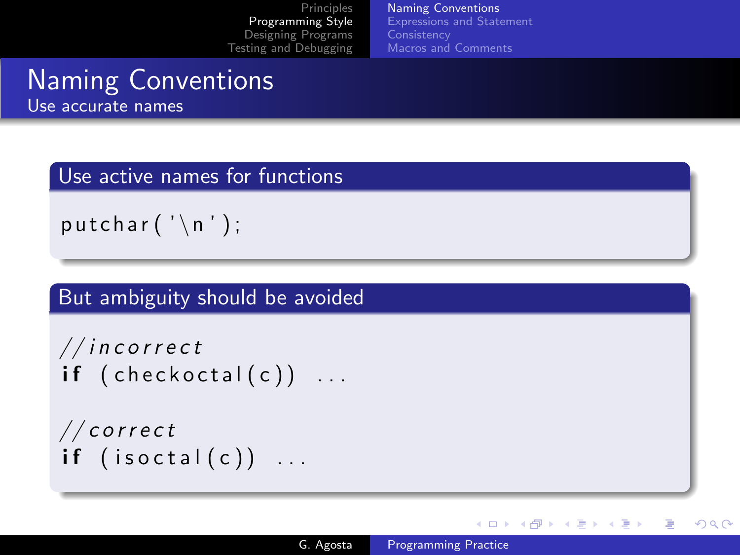# Naming Conventions

## Use accurate names

### Use active names for functions

```
putchar('\n');
```

### But ambiguity should be avoided

```
//incorrect
if (checkoctal(c)) ...

//correct
if (isoctal(c)) ...
```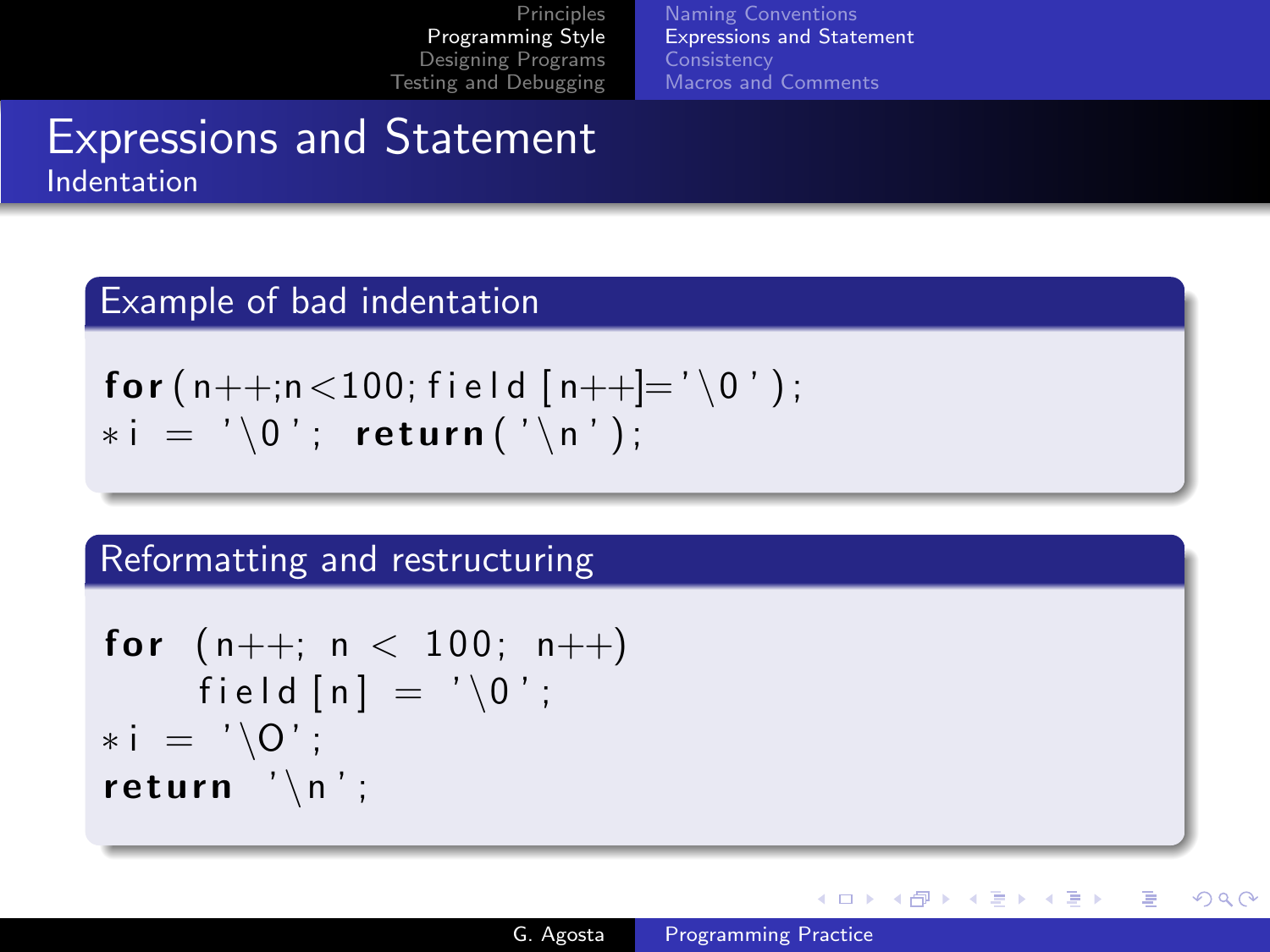# Expressions and Statement

## Indentation

### Example of bad indentation

```
for(n++;n<100;field[n++]='\0');
*i = '\0'; return('\n');
```

### Reformatting and restructuring

```
for (n++; n < 100; n++)
    field[n] = '\0';
*i = '\O';
return '\n';
```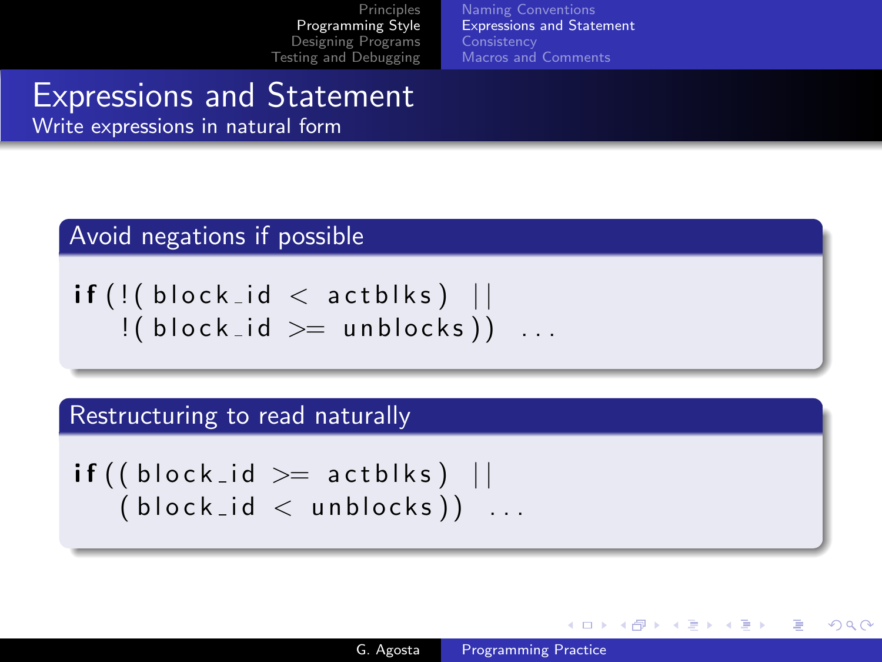# Expressions and Statement

## Write expressions in natural form

### Avoid negations if possible

```
if(!(block_id < actblks) ||
   !(block_id >= unblocks)) ...
```

### Restructuring to read naturally

```
if((block_id >= actblks) ||
   (block_id < unblocks)) ...
```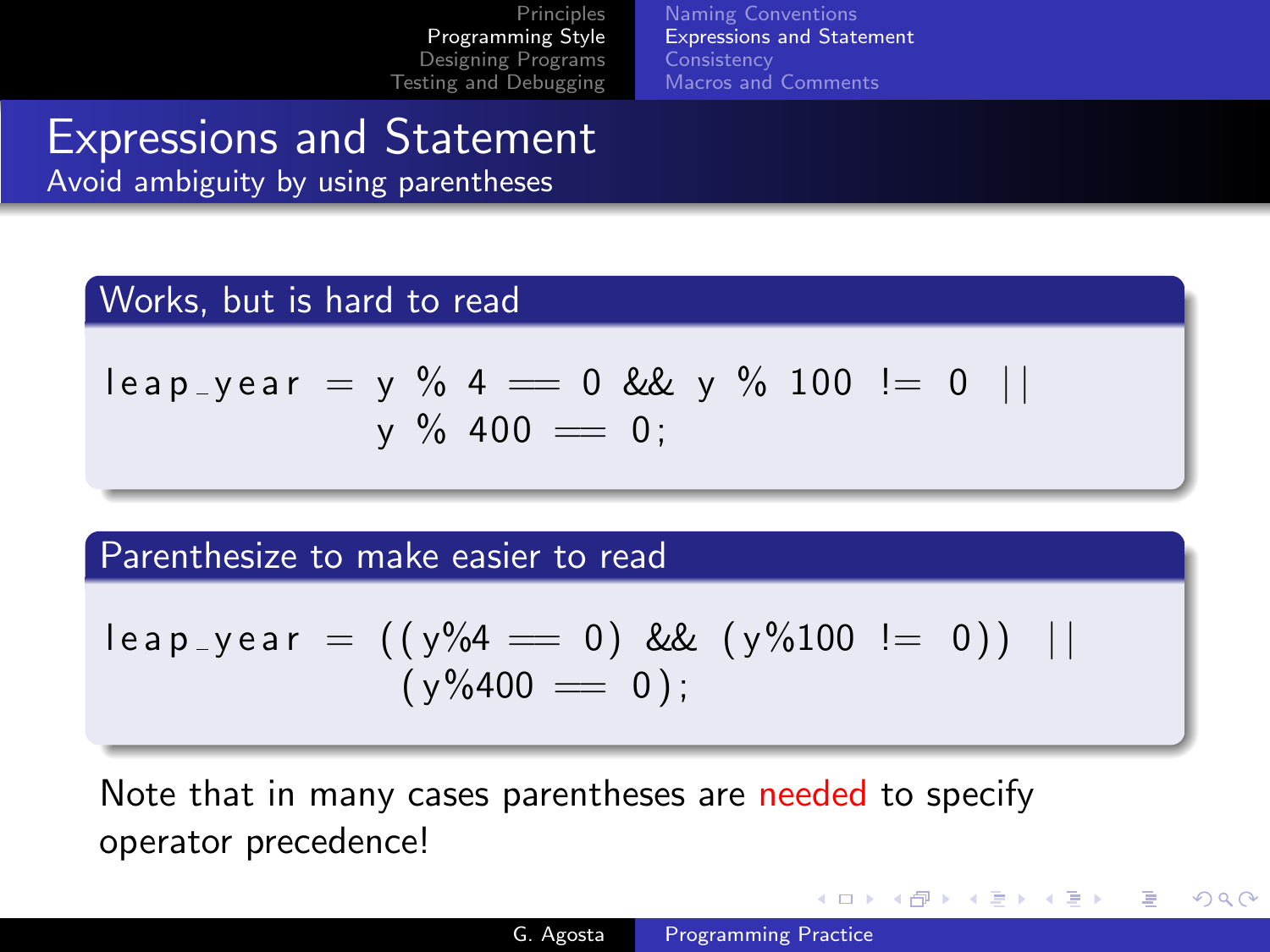# Expressions and Statement

## Avoid ambiguity by using parentheses

### Works, but is hard to read

```
leap_year = y % 4 == 0 && y % 100 != 0 ||
            y % 400 == 0;
```

### Parenthesize to make easier to read

```
leap_year = ((y%4 == 0) && (y%100 != 0)) ||
             (y%400 == 0);
```

Note that in many cases parentheses are needed to specify operator precedence!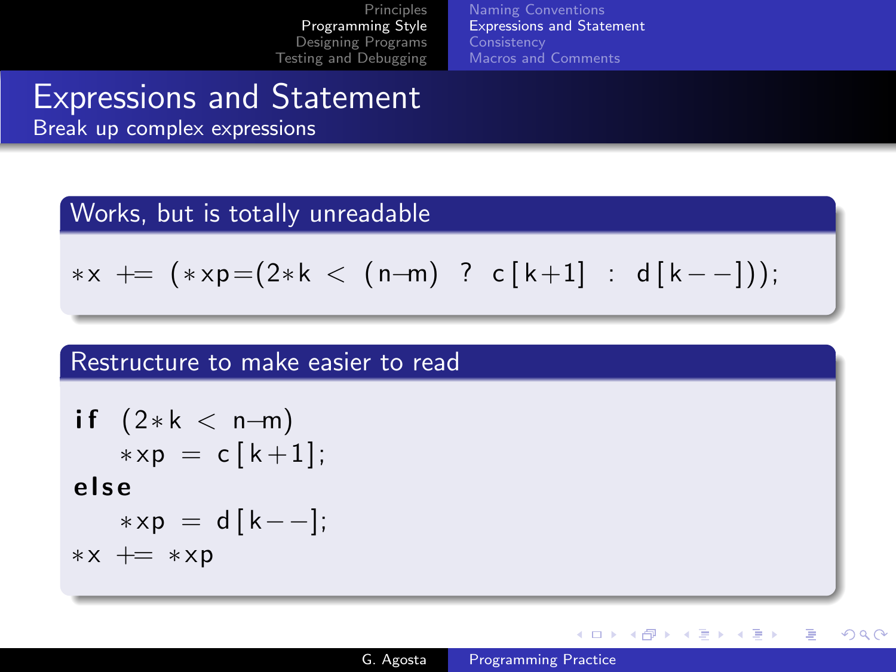# Expressions and Statement

## Break up complex expressions

### Works, but is totally unreadable

```
*x += (*xp=(2*k < (n-m) ? c[k+1] : d[k--]));
```

### Restructure to make easier to read

```
if (2*k < n-m)
    *xp = c[k+1];
else
    *xp = d[k--];
*x += *xp
```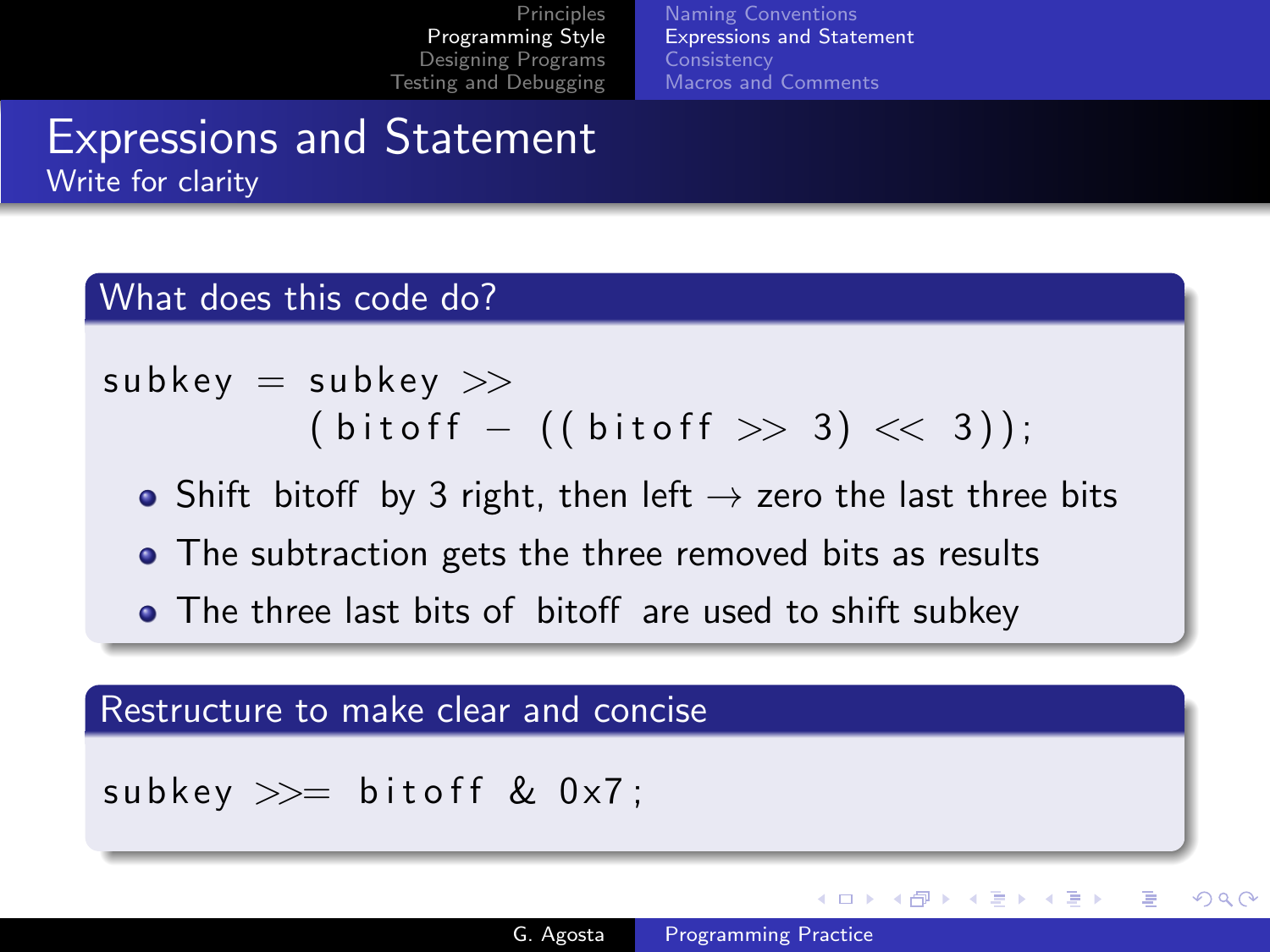# Expressions and Statement

## Write for clarity

### What does this code do?

```
subkey = subkey >>
         (bitoff - ((bitoff >> 3) << 3));
```

- Shift bitoff by 3 right, then left → zero the last three bits
- The subtraction gets the three removed bits as results
- The three last bits of bitoff are used to shift subkey

### Restructure to make clear and concise

```
subkey >>= bitoff & 0x7;
```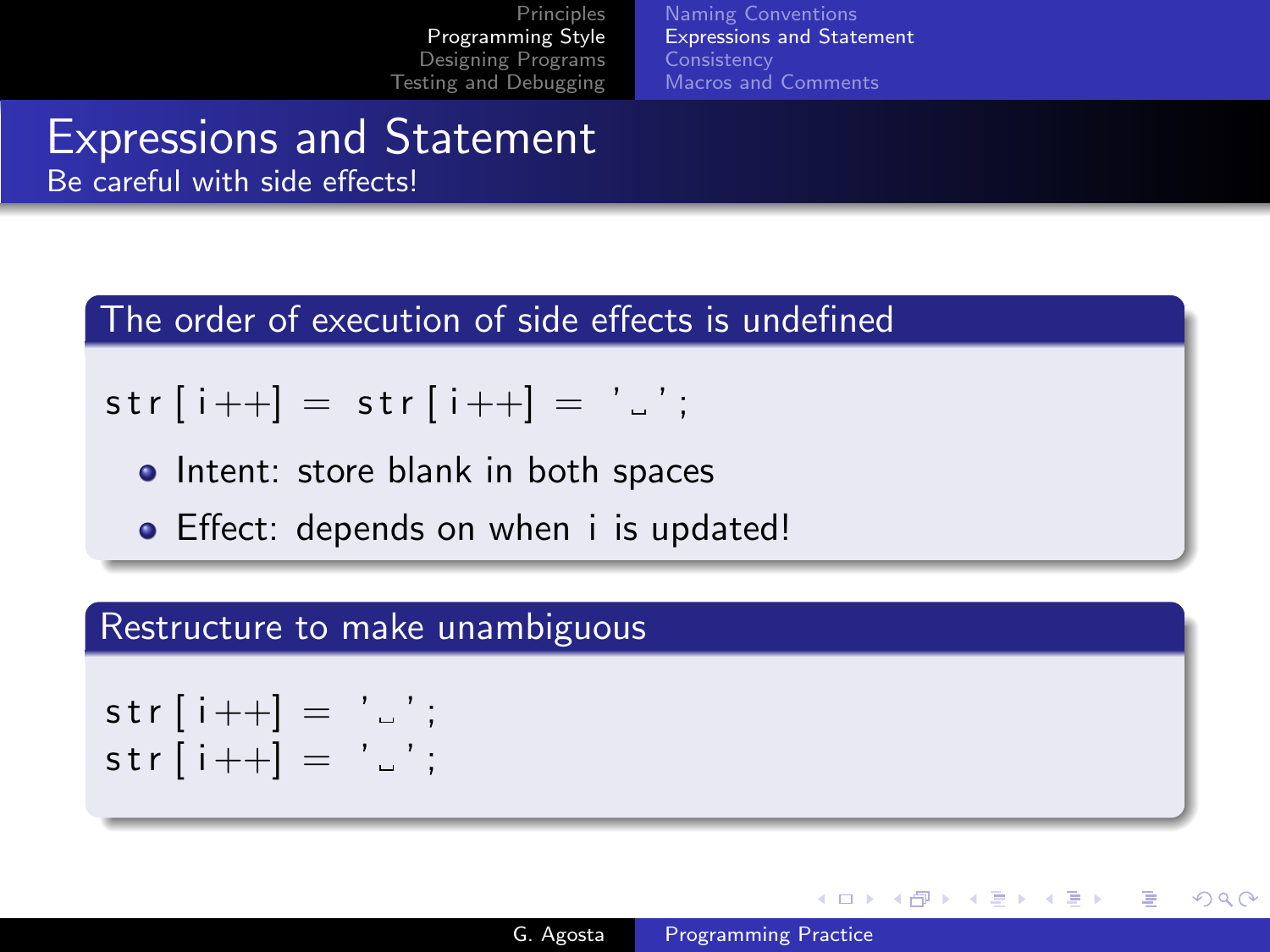# Expressions and Statement

Be careful with side effects!

## The order of execution of side effects is undefined

```
str[i++] = str[i++] = ' ';
```

- Intent: store blank in both spaces
- Effect: depends on when i is updated!

## Restructure to make unambiguous

```
str[i++] = ' ';
str[i++] = ' ';
```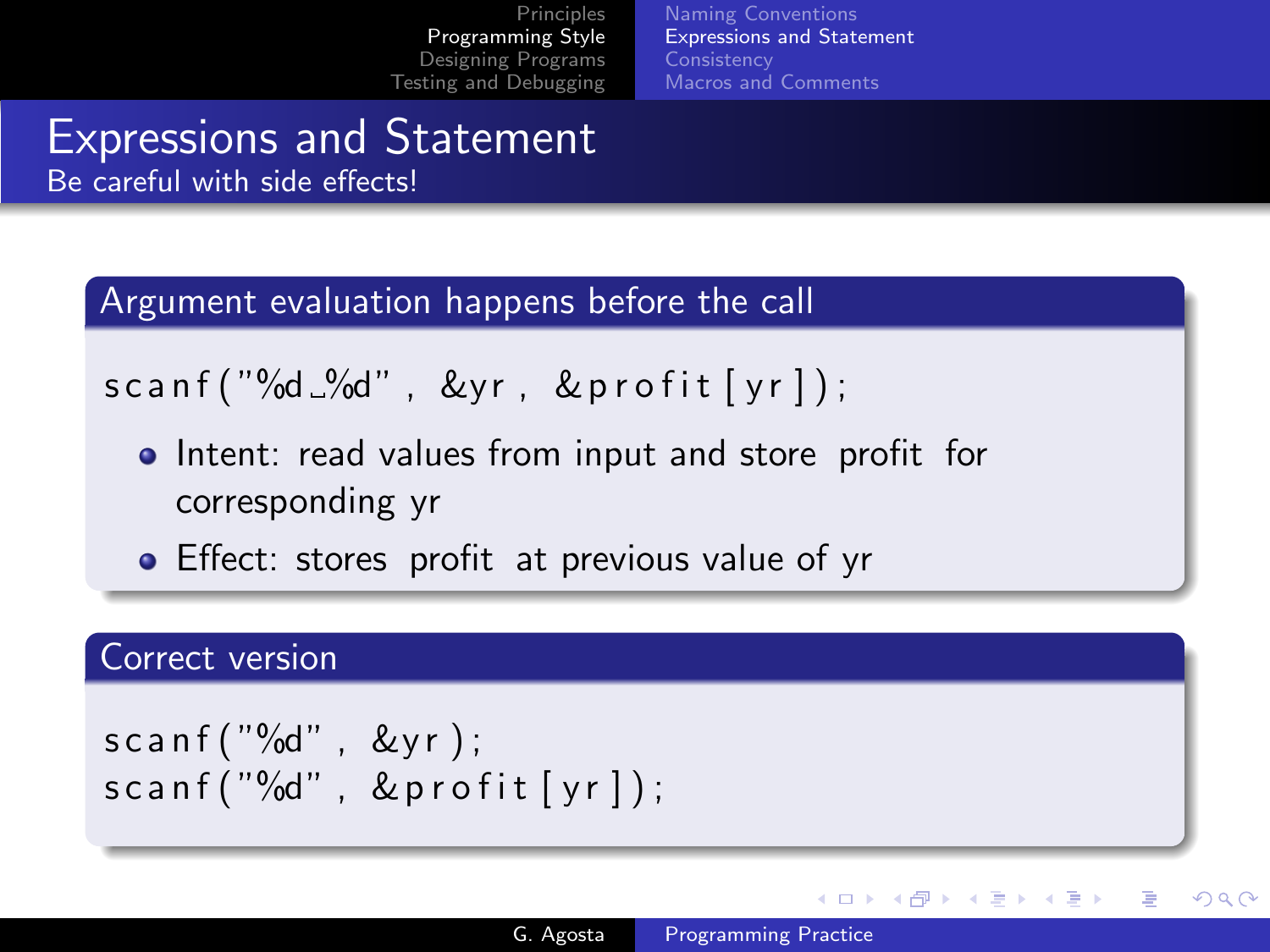# Expressions and Statement

Be careful with side effects!

## Argument evaluation happens before the call

```
scanf("%d %d", &yr, &profit[yr]);
```

- Intent: read values from input and store profit for corresponding yr
- Effect: stores profit at previous value of yr

## Correct version

```
scanf("%d", &yr);
scanf("%d", &profit[yr]);
```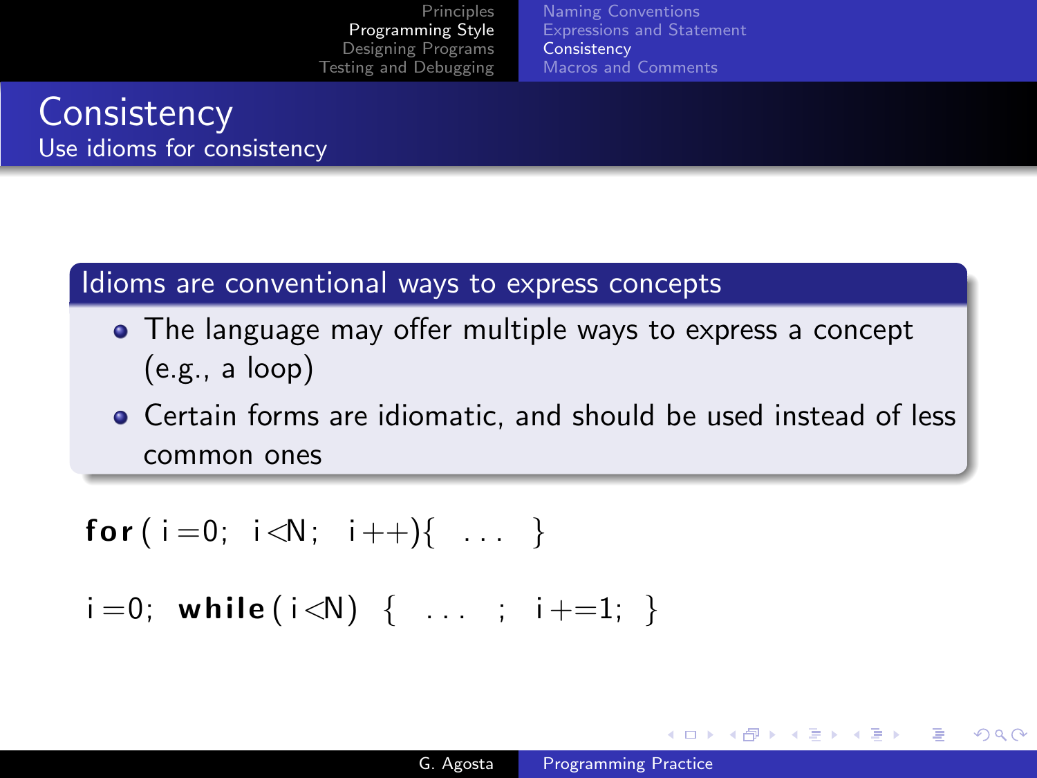# Consistency

## Use idioms for consistency

**Idioms are conventional ways to express concepts**

- The language may offer multiple ways to express a concept (e.g., a loop)
- Certain forms are idiomatic, and should be used instead of less common ones

```
for(i=0; i<N; i++){ ... }

i=0; while(i<N) { ... ; i+=1; }
```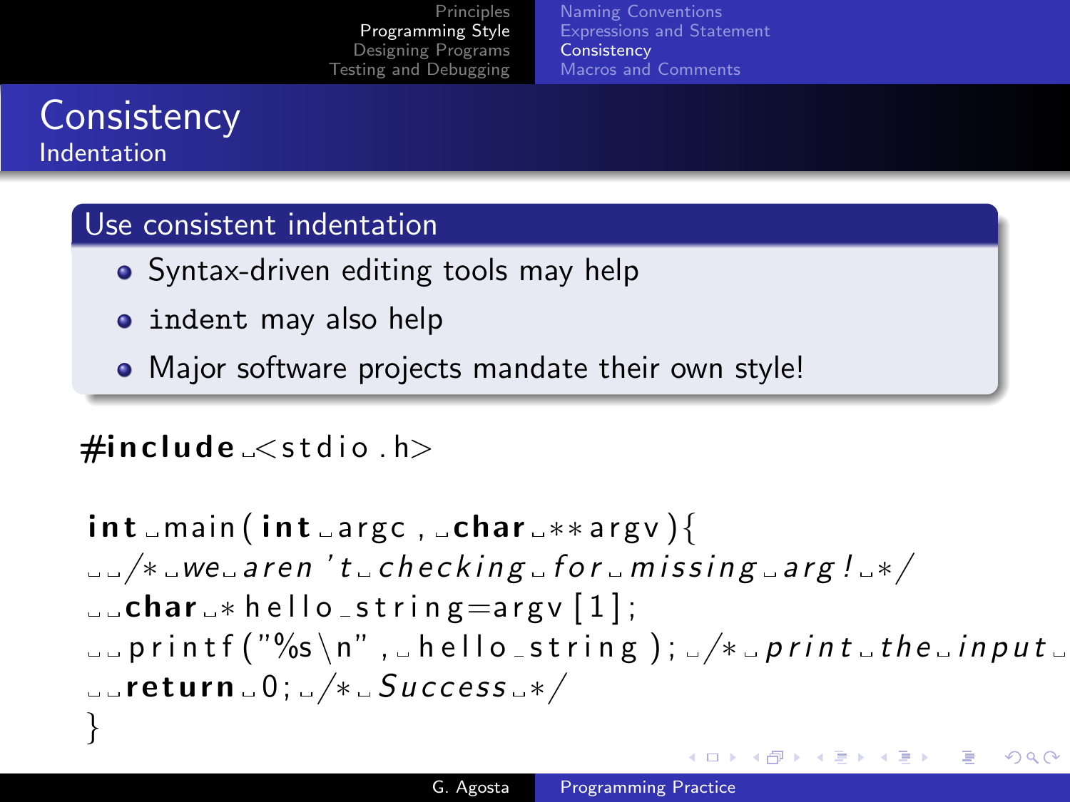# Consistency

## Indentation

### Use consistent indentation

- Syntax-driven editing tools may help
- `indent` may also help
- Major software projects mandate their own style!

```
#include <stdio.h>

int main(int argc, char **argv){
  /* we aren't checking for missing arg! */
  char *hello_string=argv[1];
  printf("%s\n", hello_string); /* print the input 
  return 0; /* Success */
}
```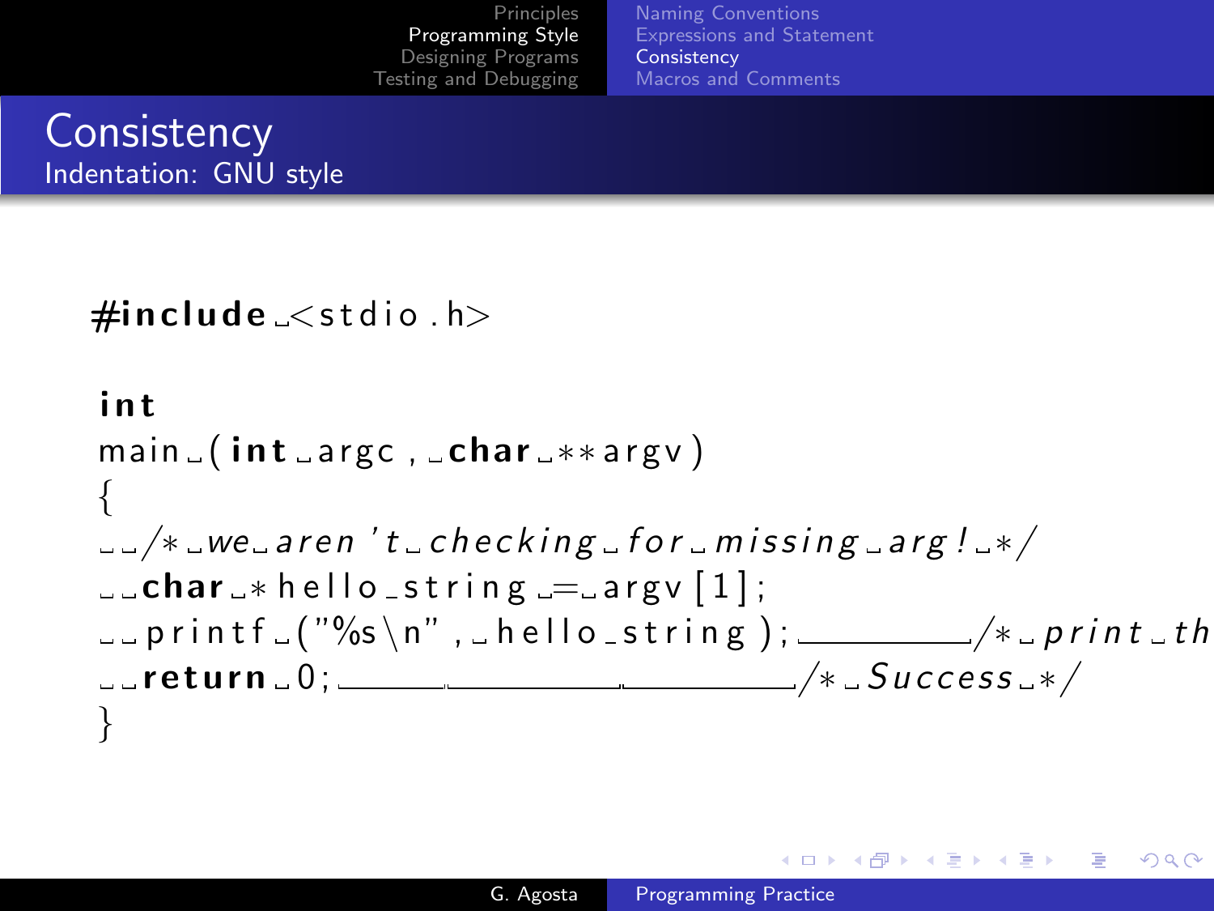# Consistency

## Indentation: GNU style

```
#include <stdio.h>

int
main (int argc, char **argv)
{
  /* we aren't checking for missing arg! */
  char *hello_string = argv[1];
  printf ("%s\n", hello_string);         /* print th
  return 0;                              /* Success */
}
```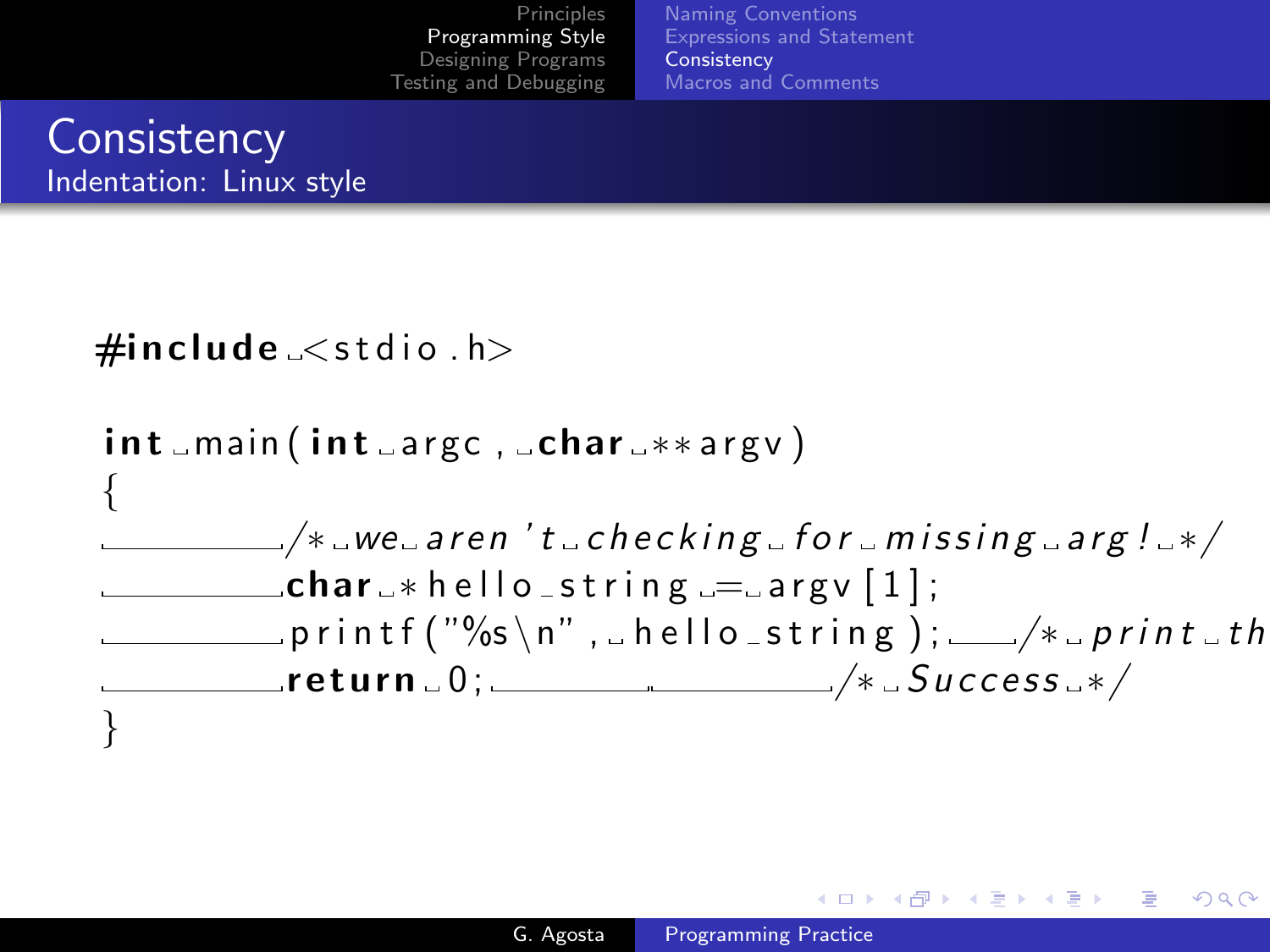# Consistency

## Indentation: Linux style

```
#include <stdio.h>

int main(int argc, char **argv)
{
        /* we aren't checking for missing arg! */
        char *hello_string = argv[1];
        printf("%s\n", hello_string);   /* print th
        return 0;                       /* Success */
}
```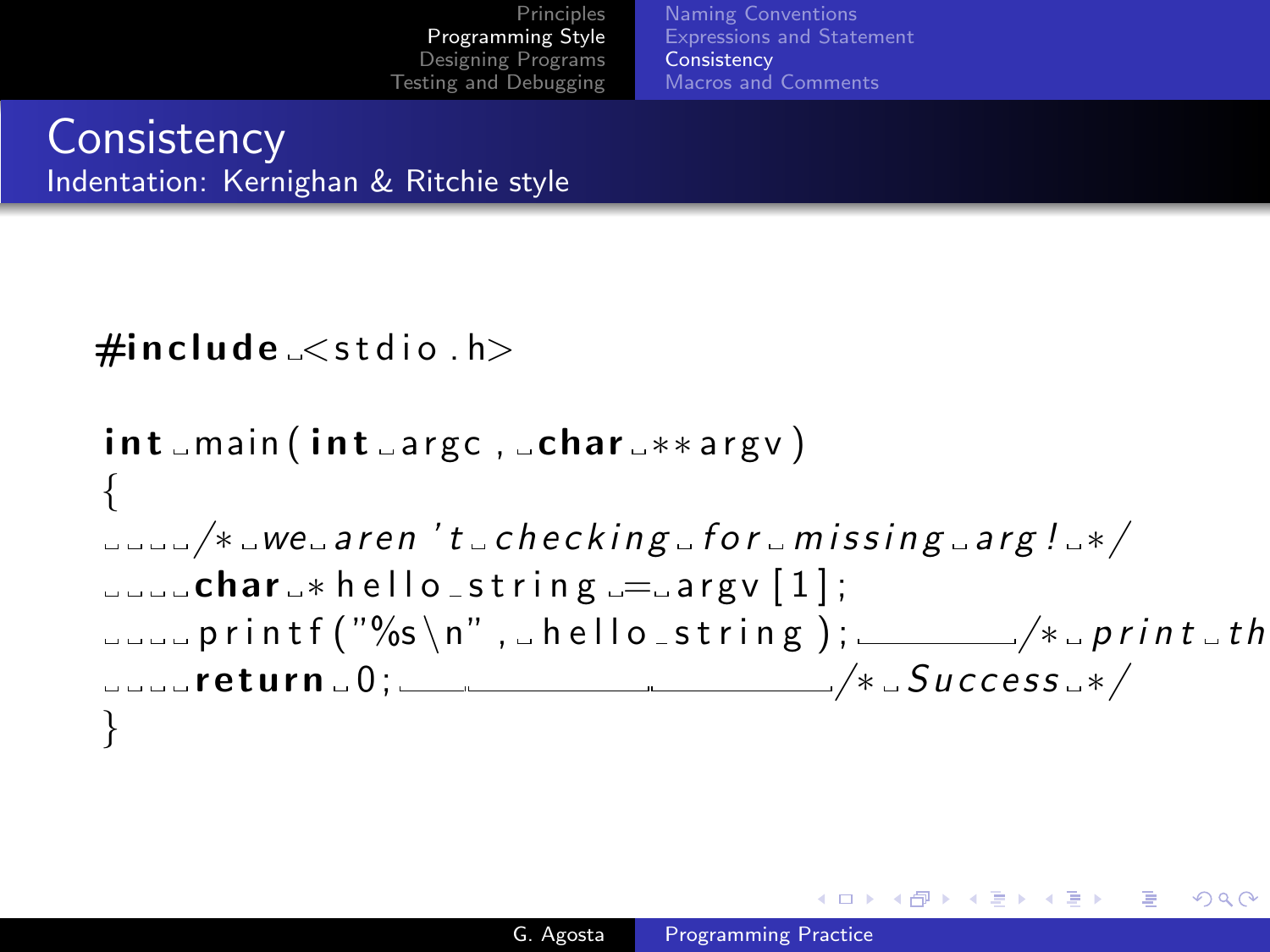# Consistency

## Indentation: Kernighan & Ritchie style

```
#include <stdio.h>

int main(int argc, char **argv)
{
    /* we aren't checking for missing arg! */
    char *hello_string = argv[1];
    printf("%s\n", hello_string);          /* print th
    return 0;                              /* Success */
}
```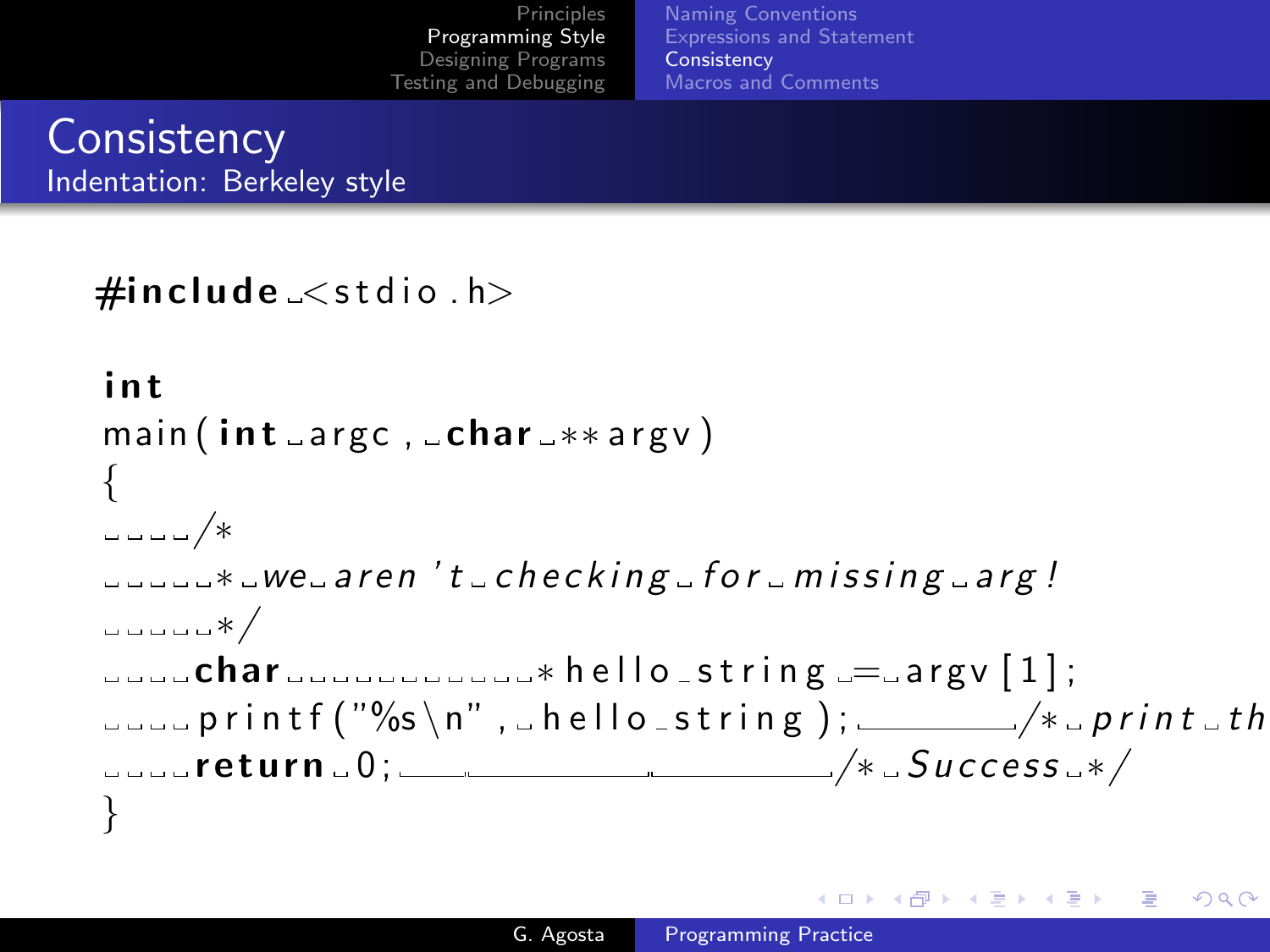# Consistency

## Indentation: Berkeley style

```
#include <stdio.h>

int
main(int argc, char **argv)
{
    /*
     * we aren't checking for missing arg!
     */
    char            *hello_string = argv[1];
    printf("%s\n", hello_string);          /* print th
    return 0;                              /* Success */
}
```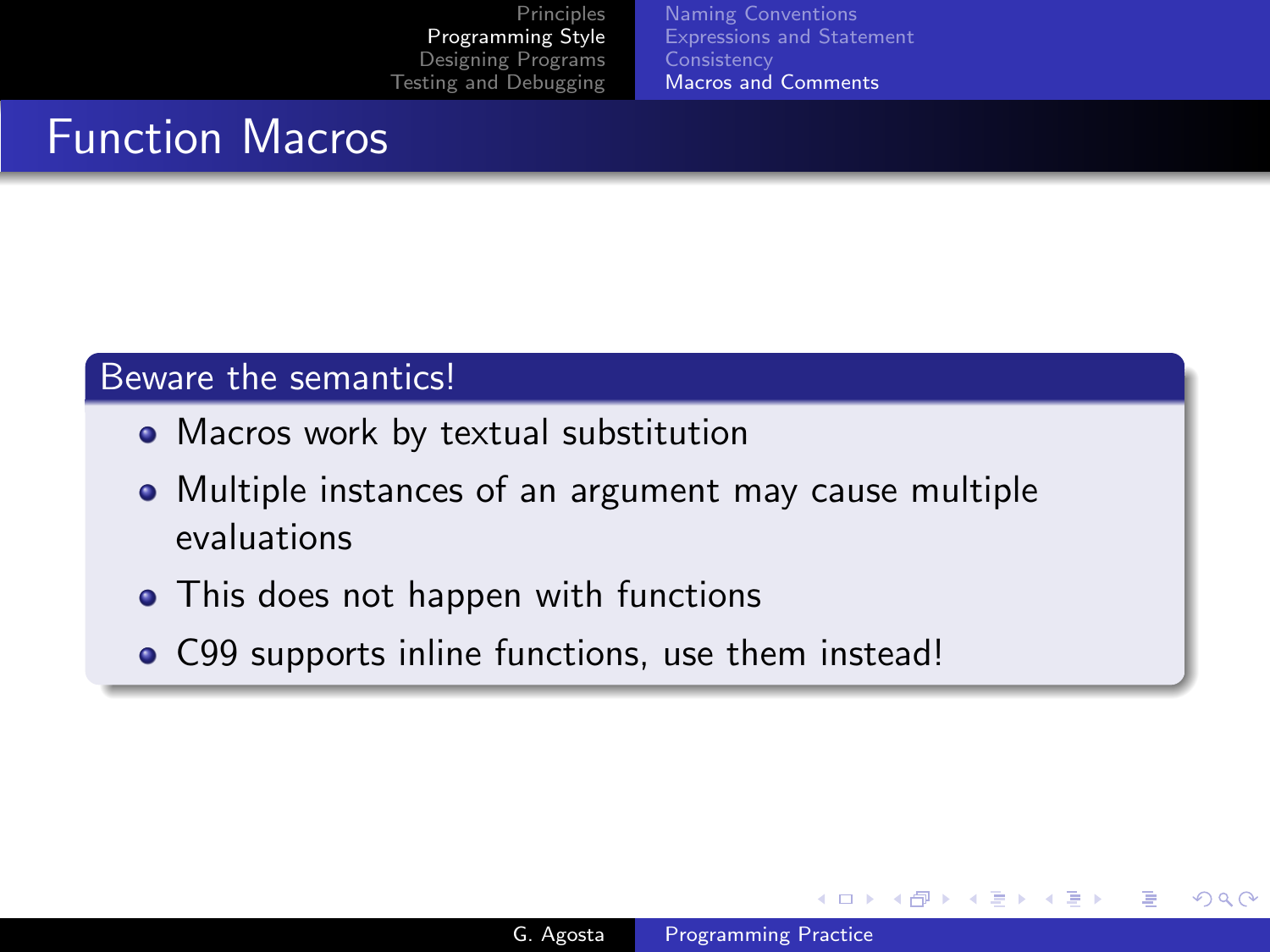# Function Macros

## Beware the semantics!

- Macros work by textual substitution
- Multiple instances of an argument may cause multiple evaluations
- This does not happen with functions
- C99 supports inline functions, use them instead!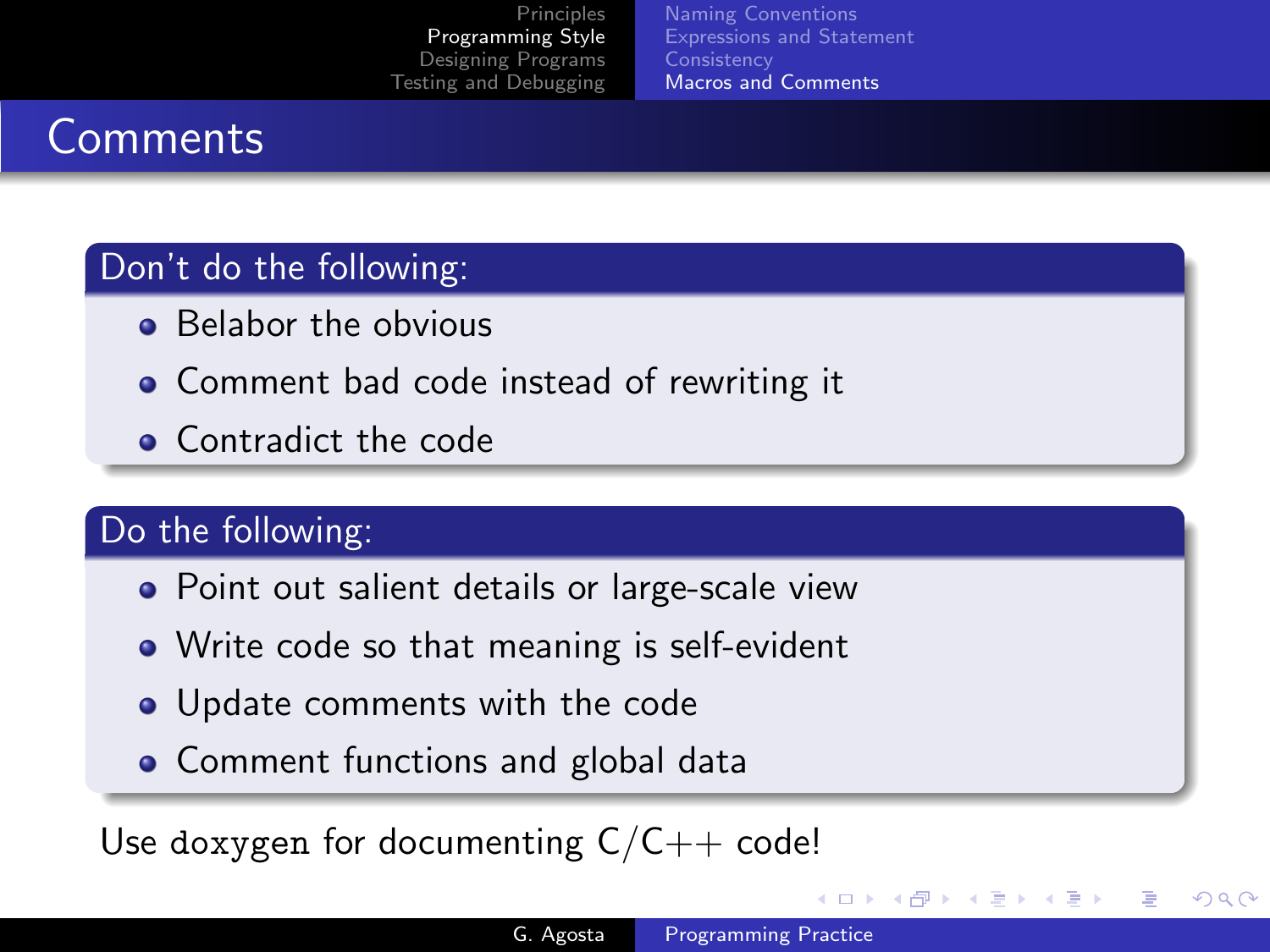# Comments

**Don't do the following:**

- Belabor the obvious
- Comment bad code instead of rewriting it
- Contradict the code

**Do the following:**

- Point out salient details or large-scale view
- Write code so that meaning is self-evident
- Update comments with the code
- Comment functions and global data

Use `doxygen` for documenting C/C++ code!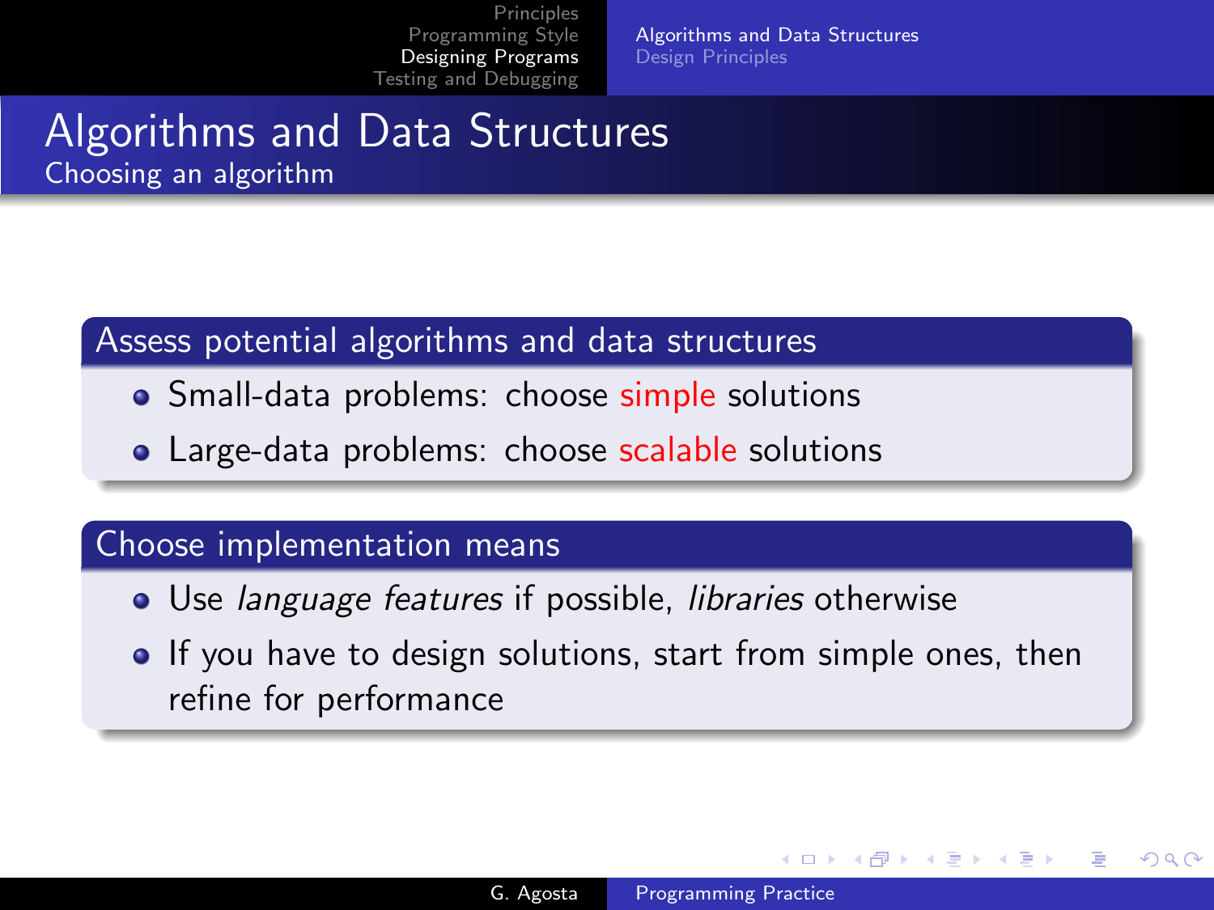# Algorithms and Data Structures

## Choosing an algorithm

### Assess potential algorithms and data structures

- Small-data problems: choose simple solutions
- Large-data problems: choose scalable solutions

### Choose implementation means

- Use *language features* if possible, *libraries* otherwise
- If you have to design solutions, start from simple ones, then refine for performance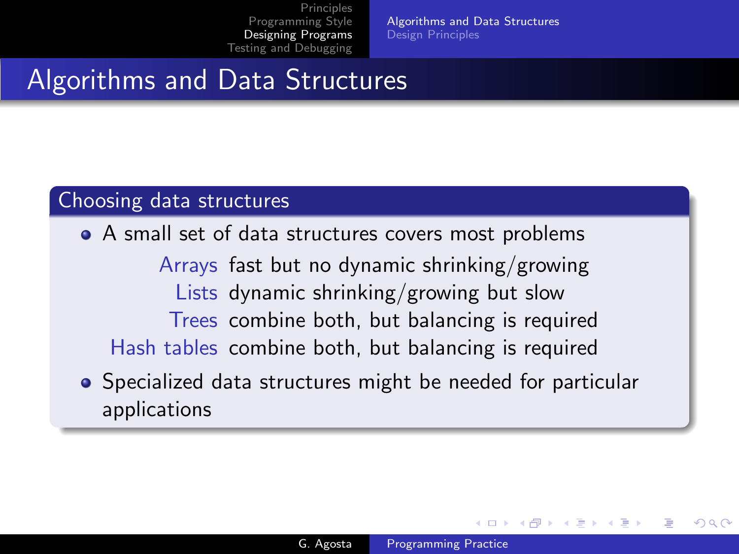# Algorithms and Data Structures

## Choosing data structures

- A small set of data structures covers most problems

  **Arrays** fast but no dynamic shrinking/growing

  **Lists** dynamic shrinking/growing but slow

  **Trees** combine both, but balancing is required

  **Hash tables** combine both, but balancing is required

- Specialized data structures might be needed for particular applications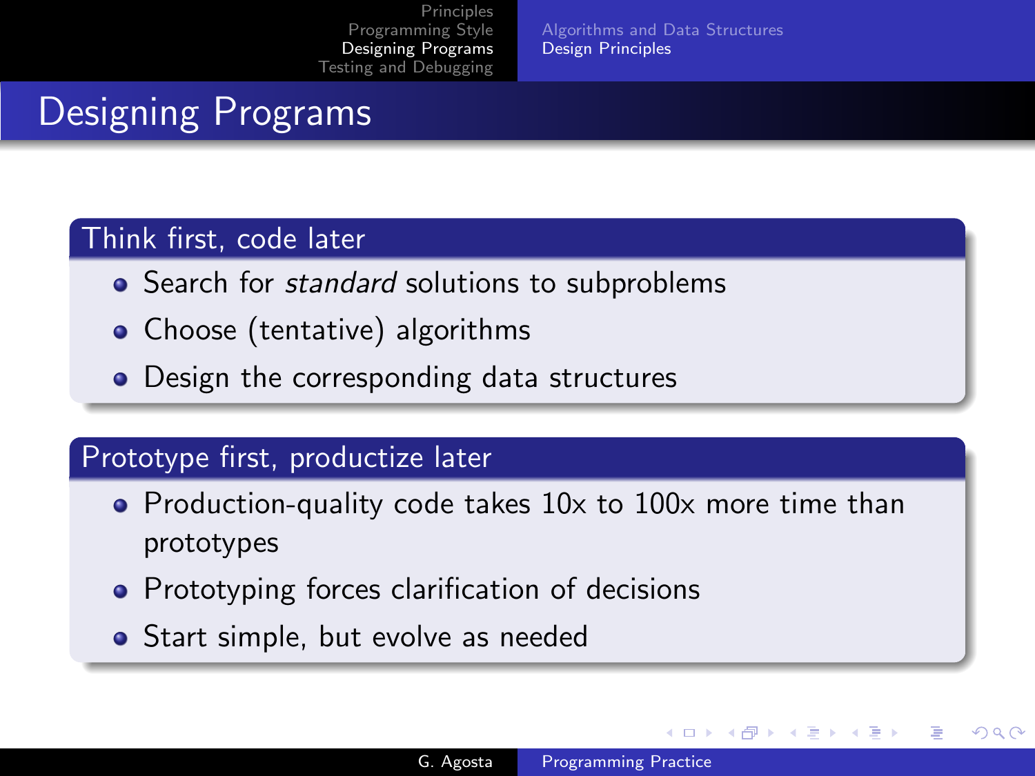# Designing Programs

### Think first, code later

- Search for *standard* solutions to subproblems
- Choose (tentative) algorithms
- Design the corresponding data structures

### Prototype first, productize later

- Production-quality code takes 10x to 100x more time than prototypes
- Prototyping forces clarification of decisions
- Start simple, but evolve as needed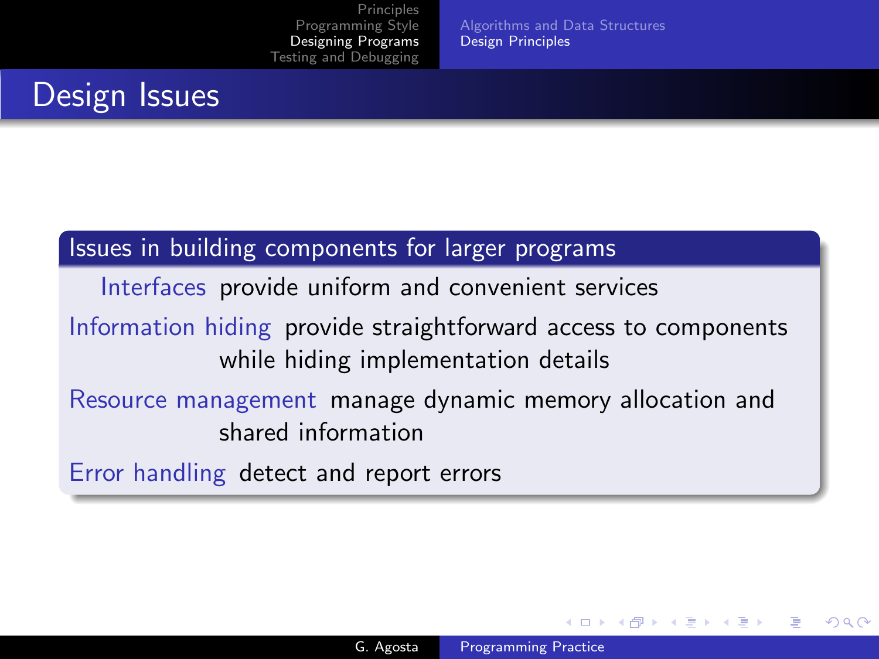# Design Issues

## Issues in building components for larger programs

**Interfaces** provide uniform and convenient services

**Information hiding** provide straightforward access to components while hiding implementation details

**Resource management** manage dynamic memory allocation and shared information

**Error handling** detect and report errors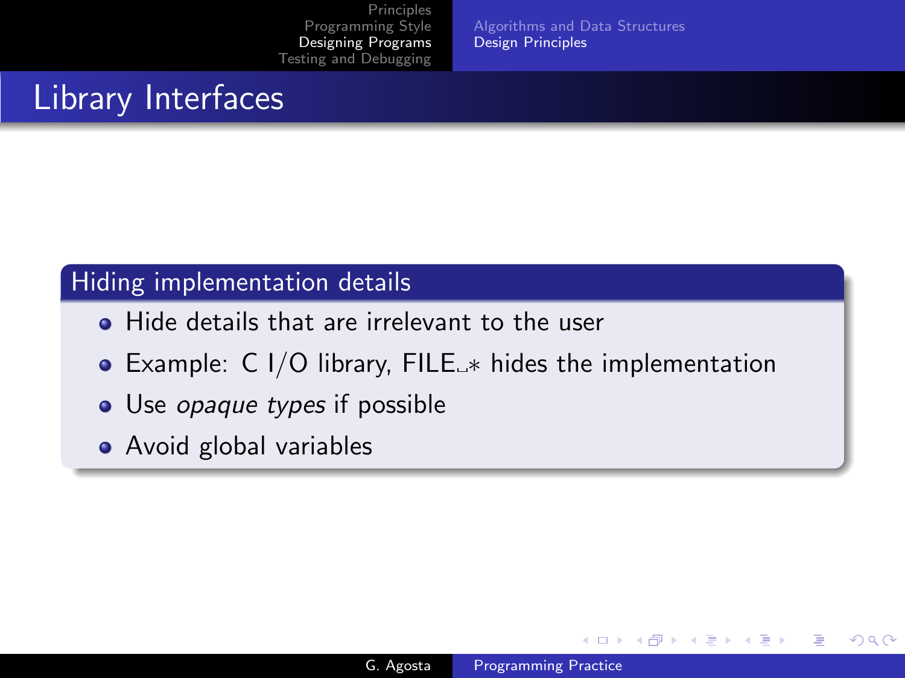# Library Interfaces

## Hiding implementation details

- Hide details that are irrelevant to the user
- Example: C I/O library, `FILE *` hides the implementation
- Use *opaque types* if possible
- Avoid global variables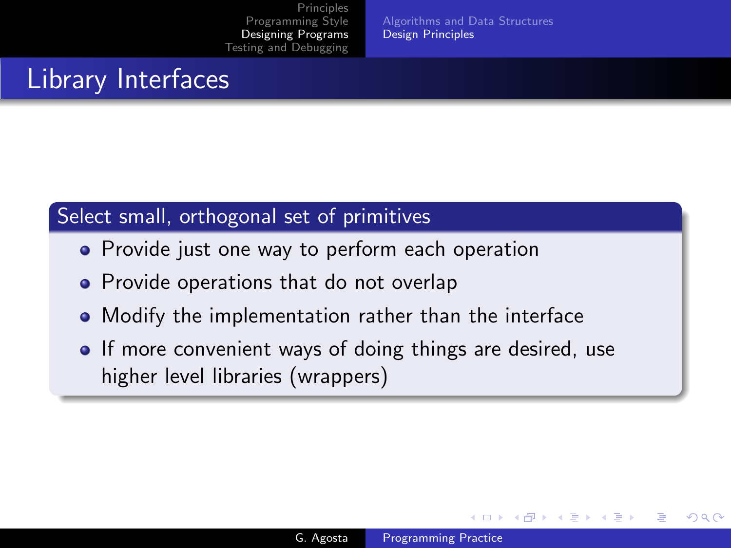# Library Interfaces

### Select small, orthogonal set of primitives

- Provide just one way to perform each operation
- Provide operations that do not overlap
- Modify the implementation rather than the interface
- If more convenient ways of doing things are desired, use higher level libraries (wrappers)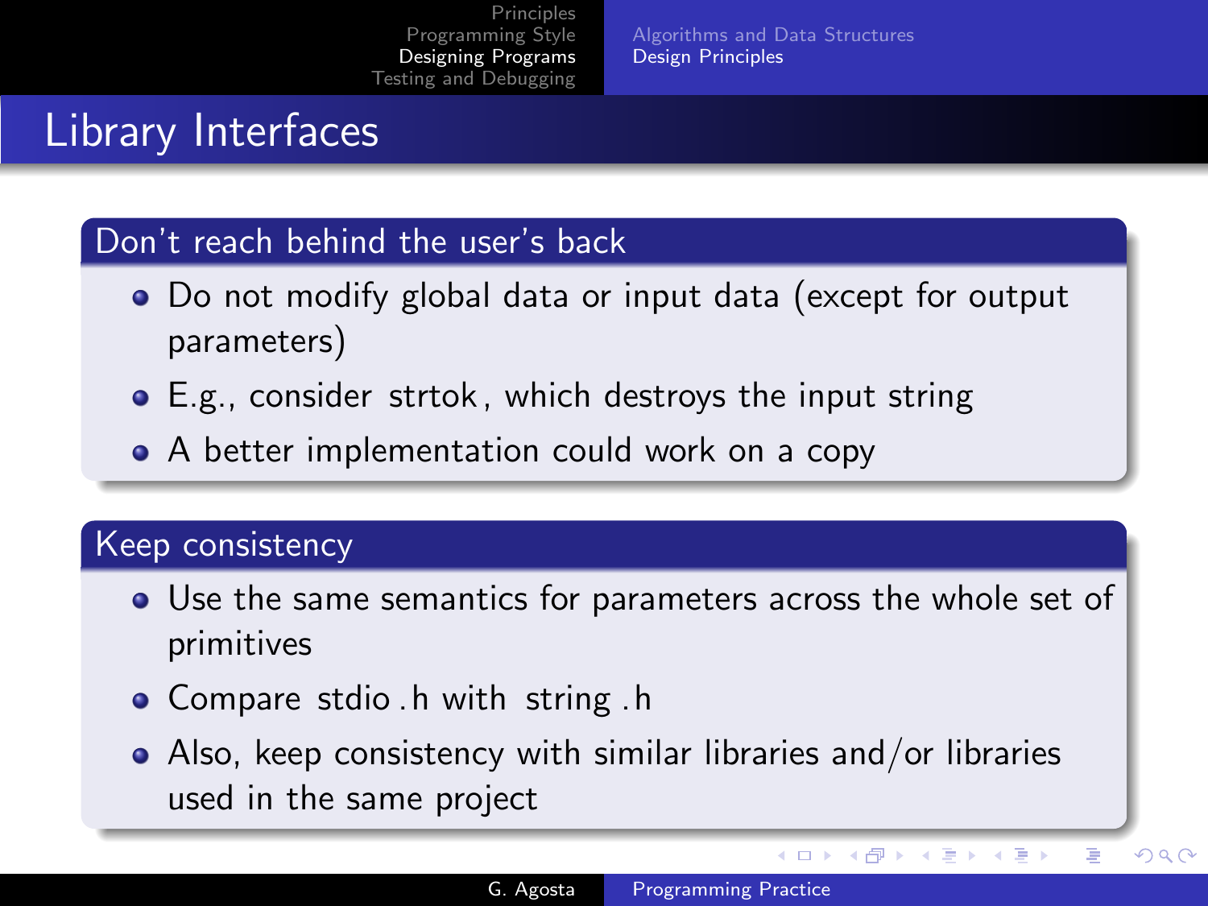# Library Interfaces

## Don't reach behind the user's back

- Do not modify global data or input data (except for output parameters)
- E.g., consider `strtok`, which destroys the input string
- A better implementation could work on a copy

## Keep consistency

- Use the same semantics for parameters across the whole set of primitives
- Compare `stdio.h` with `string.h`
- Also, keep consistency with similar libraries and/or libraries used in the same project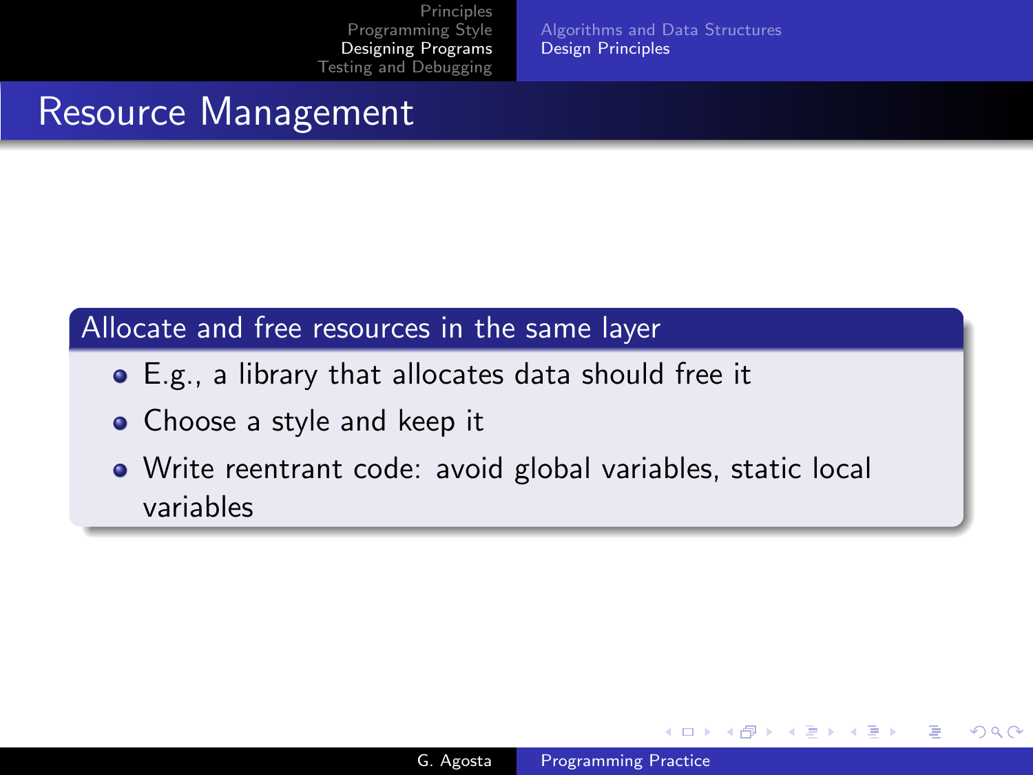# Resource Management

### Allocate and free resources in the same layer

- E.g., a library that allocates data should free it
- Choose a style and keep it
- Write reentrant code: avoid global variables, static local variables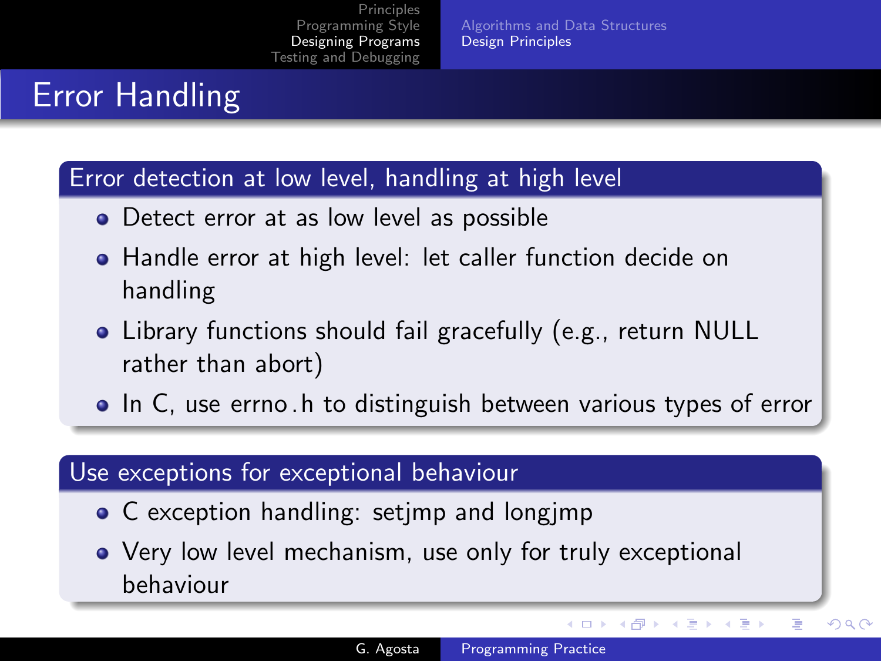# Error Handling

## Error detection at low level, handling at high level

- Detect error at as low level as possible
- Handle error at high level: let caller function decide on handling
- Library functions should fail gracefully (e.g., return NULL rather than abort)
- In C, use errno.h to distinguish between various types of error

## Use exceptions for exceptional behaviour

- C exception handling: setjmp and longjmp
- Very low level mechanism, use only for truly exceptional behaviour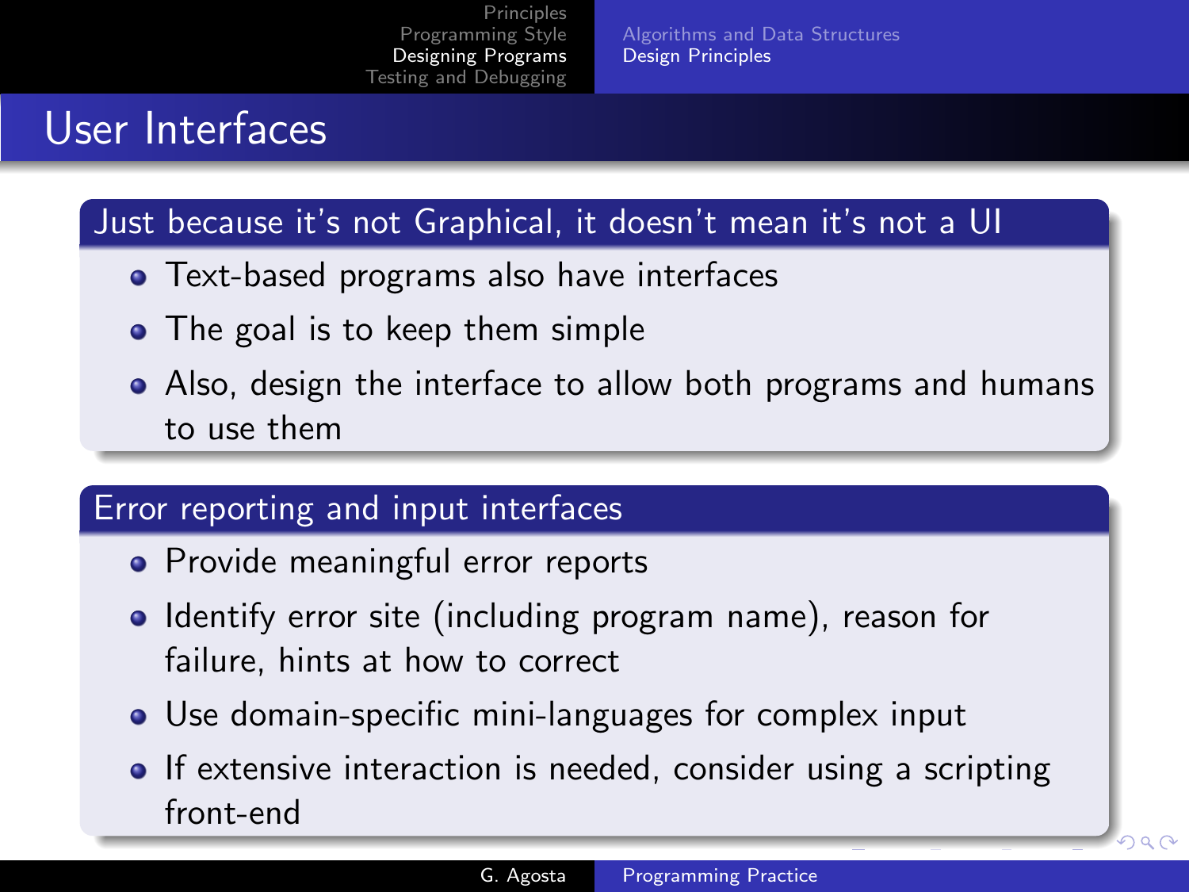# User Interfaces

## Just because it's not Graphical, it doesn't mean it's not a UI

- Text-based programs also have interfaces
- The goal is to keep them simple
- Also, design the interface to allow both programs and humans to use them

## Error reporting and input interfaces

- Provide meaningful error reports
- Identify error site (including program name), reason for failure, hints at how to correct
- Use domain-specific mini-languages for complex input
- If extensive interaction is needed, consider using a scripting front-end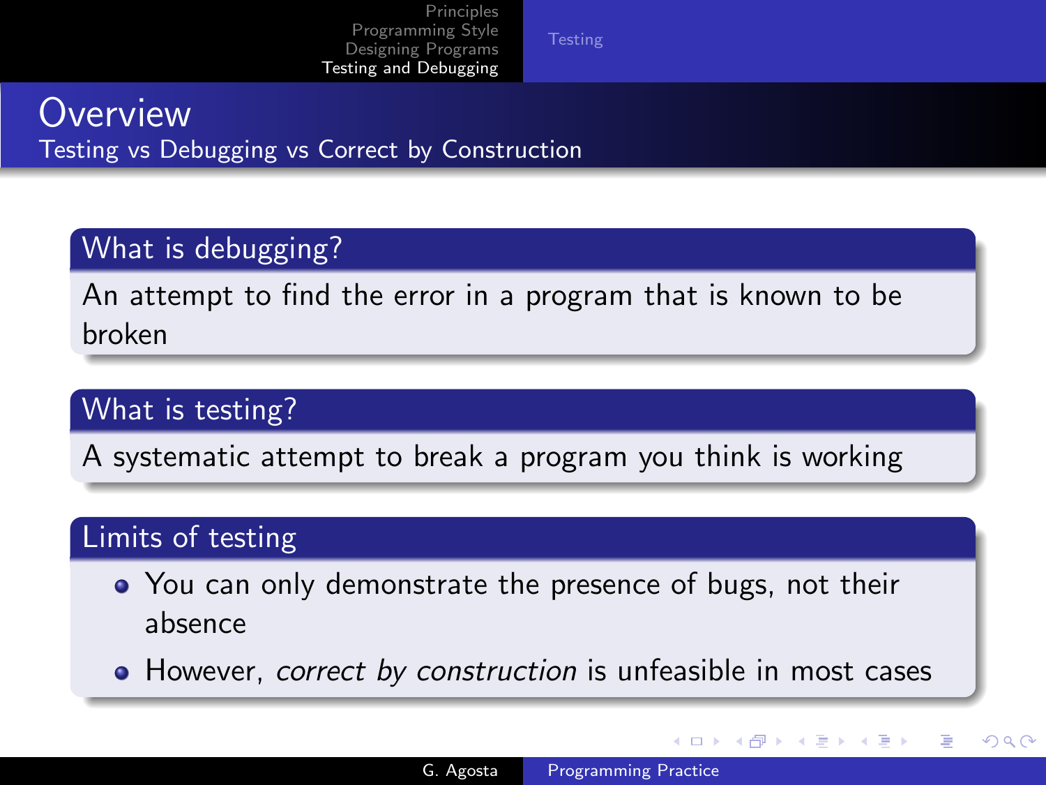# Overview

## Testing vs Debugging vs Correct by Construction

### What is debugging?

An attempt to find the error in a program that is known to be broken

### What is testing?

A systematic attempt to break a program you think is working

### Limits of testing

- You can only demonstrate the presence of bugs, not their absence
- However, *correct by construction* is unfeasible in most cases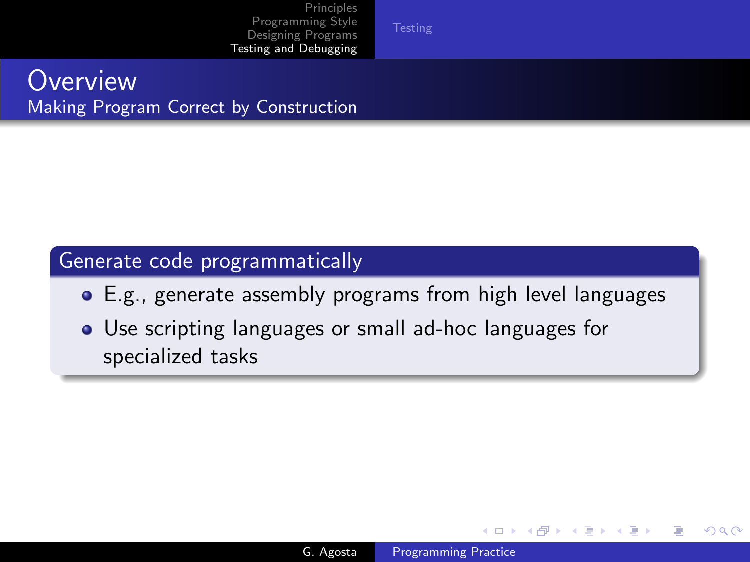# Overview

## Making Program Correct by Construction

### Generate code programmatically

- E.g., generate assembly programs from high level languages
- Use scripting languages or small ad-hoc languages for specialized tasks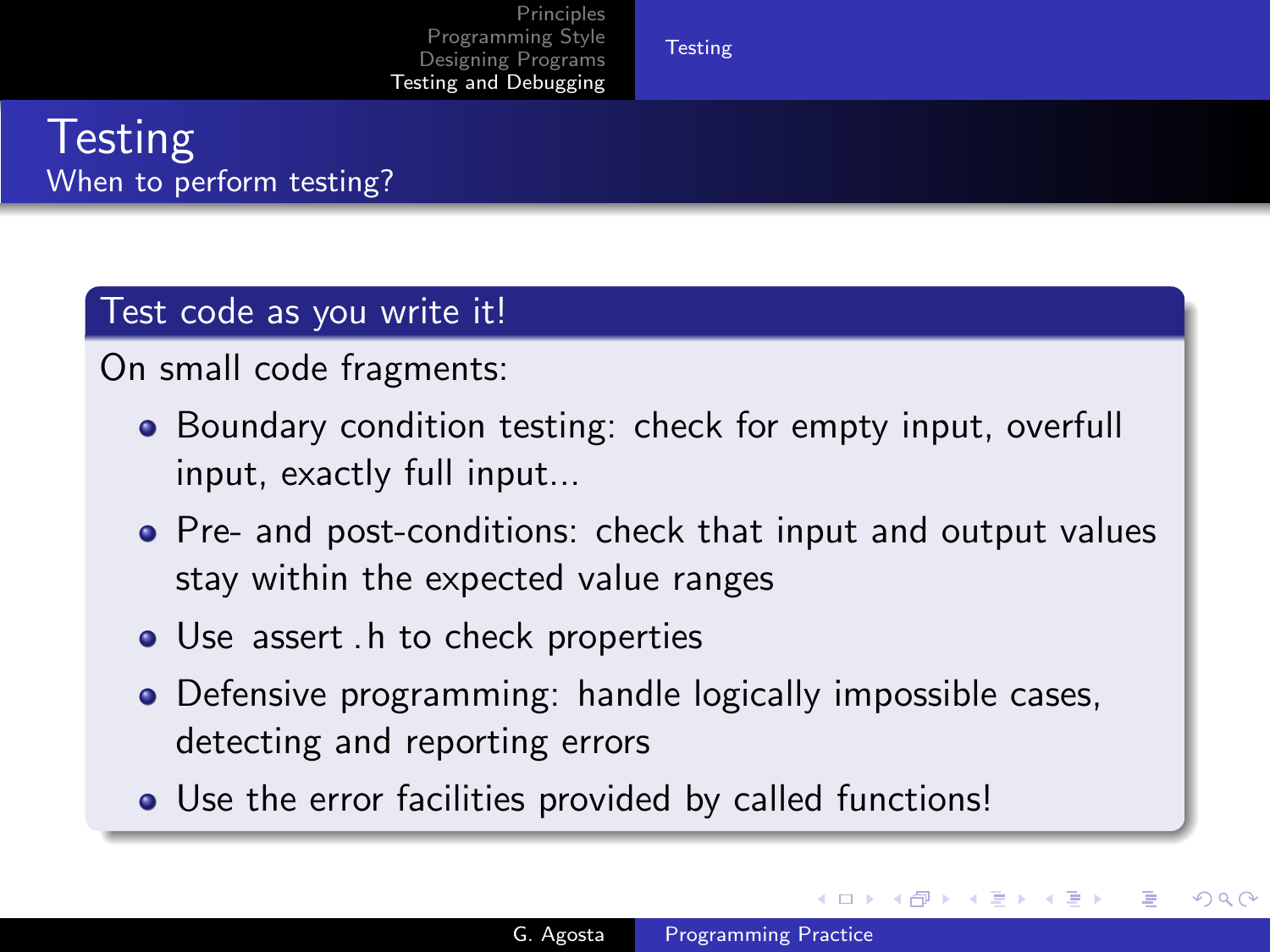# Testing

## When to perform testing?

### Test code as you write it!

On small code fragments:

- Boundary condition testing: check for empty input, overfull input, exactly full input...
- Pre- and post-conditions: check that input and output values stay within the expected value ranges
- Use assert.h to check properties
- Defensive programming: handle logically impossible cases, detecting and reporting errors
- Use the error facilities provided by called functions!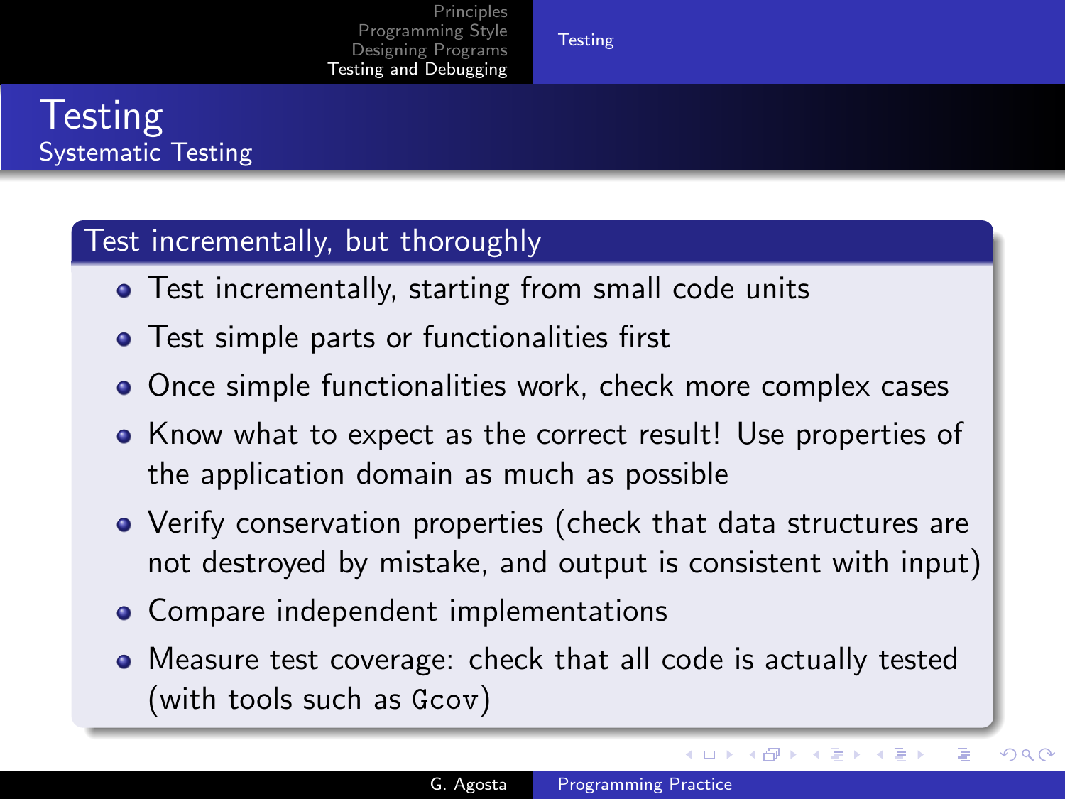# Testing

## Systematic Testing

### Test incrementally, but thoroughly

- Test incrementally, starting from small code units
- Test simple parts or functionalities first
- Once simple functionalities work, check more complex cases
- Know what to expect as the correct result! Use properties of the application domain as much as possible
- Verify conservation properties (check that data structures are not destroyed by mistake, and output is consistent with input)
- Compare independent implementations
- Measure test coverage: check that all code is actually tested (with tools such as `Gcov`)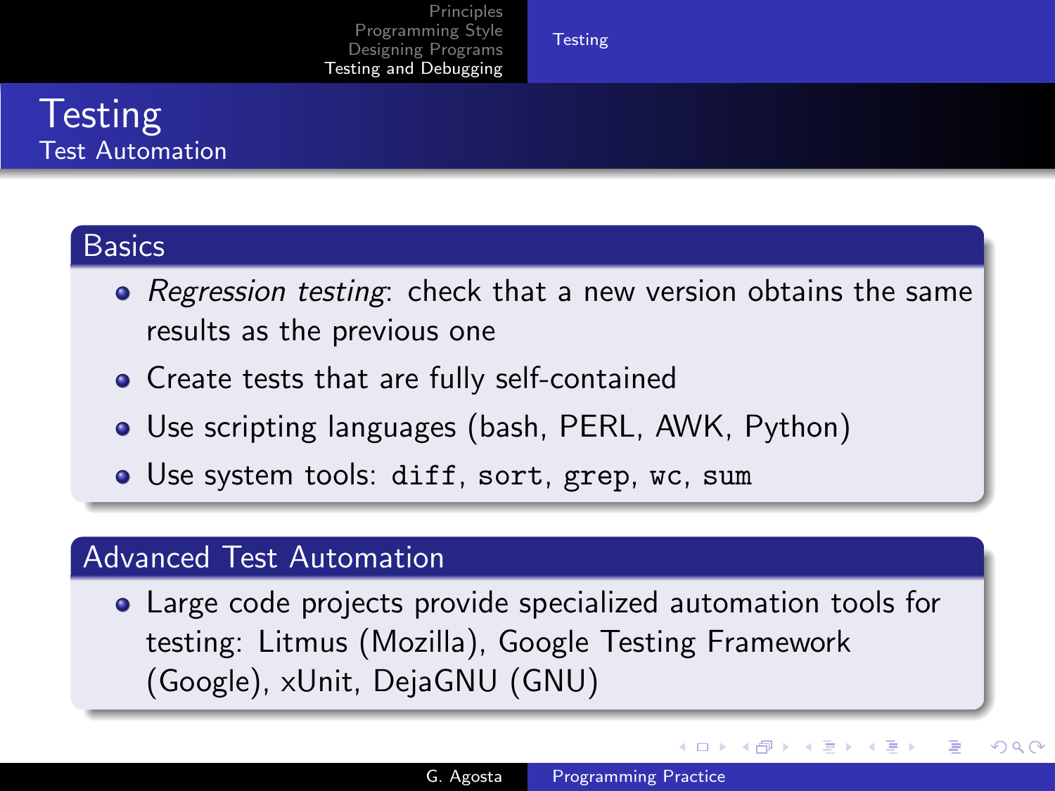# Testing

## Test Automation

### Basics

- *Regression testing*: check that a new version obtains the same results as the previous one
- Create tests that are fully self-contained
- Use scripting languages (bash, PERL, AWK, Python)
- Use system tools: `diff`, `sort`, `grep`, `wc`, `sum`

### Advanced Test Automation

- Large code projects provide specialized automation tools for testing: Litmus (Mozilla), Google Testing Framework (Google), xUnit, DejaGNU (GNU)